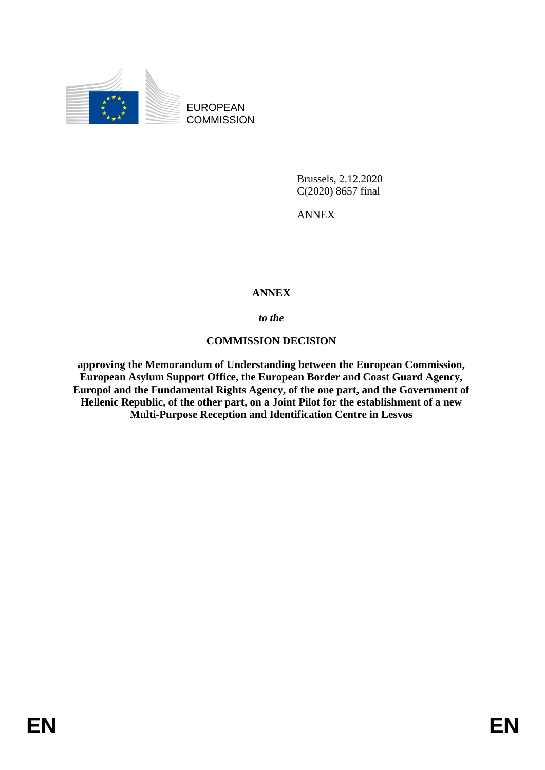EUROPEAN COMMISSION

Brussels, 2.12.2020
C(2020) 8657 final

ANNEX

**ANNEX**

***to the***

**COMMISSION DECISION**

**approving the Memorandum of Understanding between the European Commission, European Asylum Support Office, the European Border and Coast Guard Agency, Europol and the Fundamental Rights Agency, of the one part, and the Government of Hellenic Republic, of the other part, on a Joint Pilot for the establishment of a new Multi-Purpose Reception and Identification Centre in Lesvos**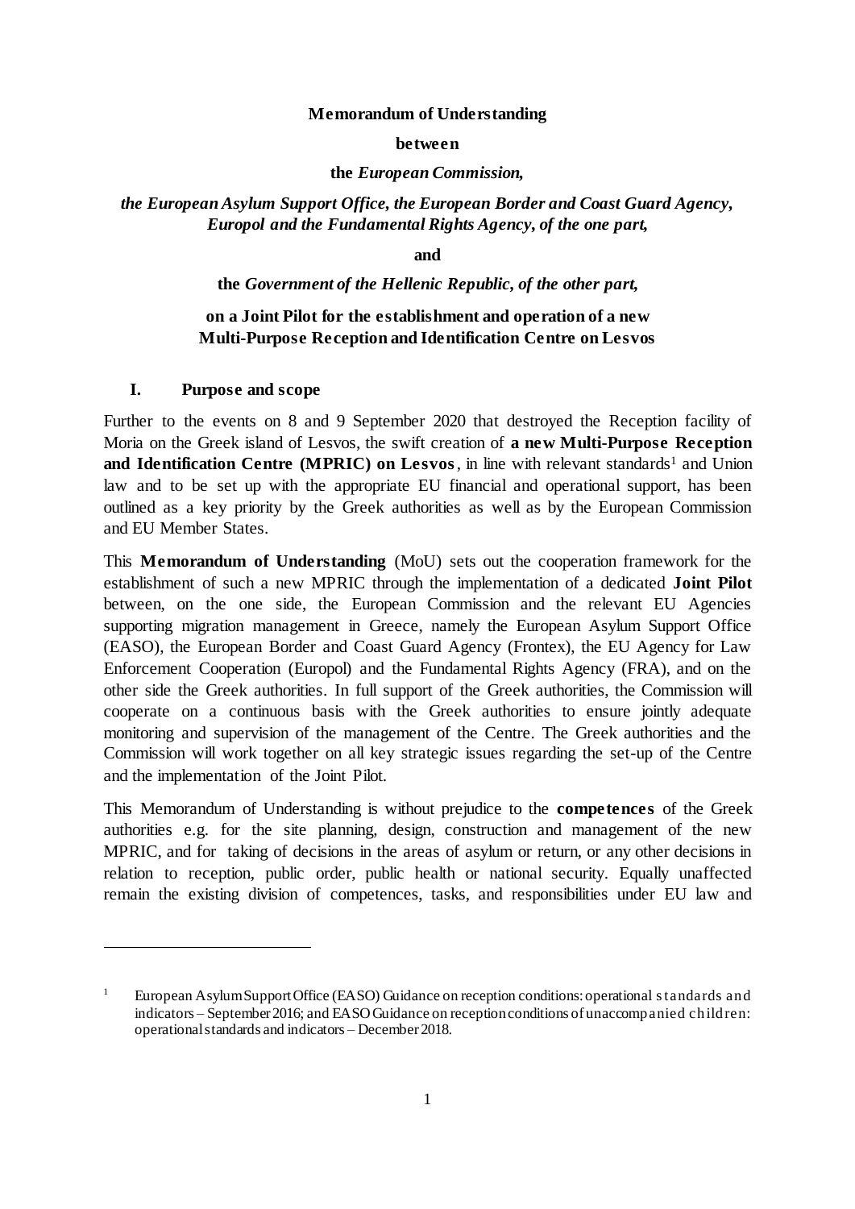**Memorandum of Understanding**

**between**

**the *European Commission,***

***the European Asylum Support Office, the European Border and Coast Guard Agency, Europol and the Fundamental Rights Agency, of the one part,***

**and**

**the *Government of the Hellenic Republic, of the other part,***

**on a Joint Pilot for the establishment and operation of a new Multi-Purpose Reception and Identification Centre on Lesvos**

## I. Purpose and scope

Further to the events on 8 and 9 September 2020 that destroyed the Reception facility of Moria on the Greek island of Lesvos, the swift creation of **a new Multi-Purpose Reception and Identification Centre (MPRIC) on Lesvos**, in line with relevant standards[1] and Union law and to be set up with the appropriate EU financial and operational support, has been outlined as a key priority by the Greek authorities as well as by the European Commission and EU Member States.

This **Memorandum of Understanding** (MoU) sets out the cooperation framework for the establishment of such a new MPRIC through the implementation of a dedicated **Joint Pilot** between, on the one side, the European Commission and the relevant EU Agencies supporting migration management in Greece, namely the European Asylum Support Office (EASO), the European Border and Coast Guard Agency (Frontex), the EU Agency for Law Enforcement Cooperation (Europol) and the Fundamental Rights Agency (FRA), and on the other side the Greek authorities. In full support of the Greek authorities, the Commission will cooperate on a continuous basis with the Greek authorities to ensure jointly adequate monitoring and supervision of the management of the Centre. The Greek authorities and the Commission will work together on all key strategic issues regarding the set-up of the Centre and the implementation of the Joint Pilot.

This Memorandum of Understanding is without prejudice to the **competences** of the Greek authorities e.g. for the site planning, design, construction and management of the new MPRIC, and for taking of decisions in the areas of asylum or return, or any other decisions in relation to reception, public order, public health or national security. Equally unaffected remain the existing division of competences, tasks, and responsibilities under EU law and

---

[1] European Asylum Support Office (EASO) Guidance on reception conditions: operational standards and indicators – September 2016; and EASO Guidance on reception conditions of unaccompanied children: operational standards and indicators – December 2018.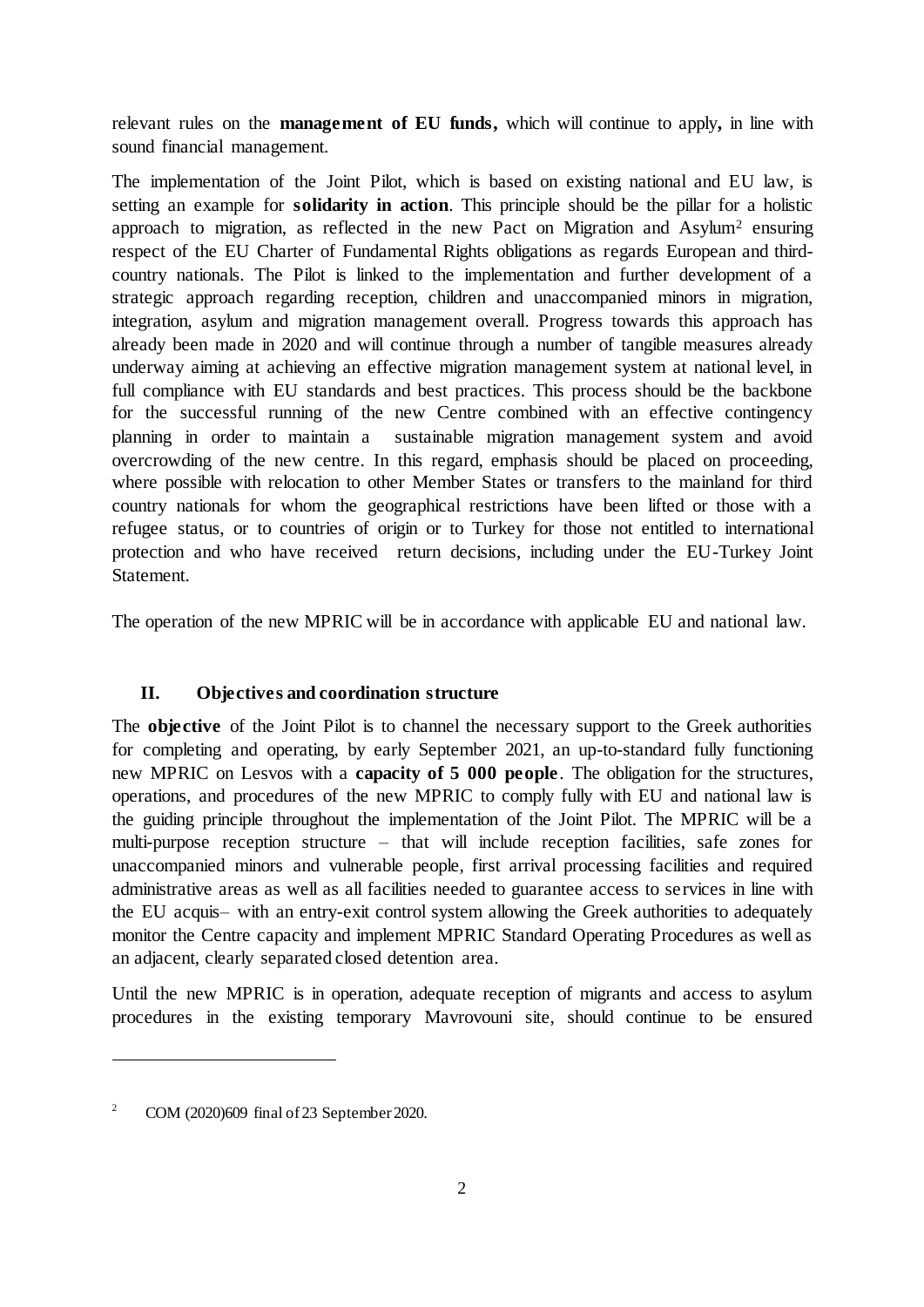relevant rules on the **management of EU funds,** which will continue to apply**,** in line with sound financial management.

The implementation of the Joint Pilot, which is based on existing national and EU law, is setting an example for **solidarity in action**. This principle should be the pillar for a holistic approach to migration, as reflected in the new Pact on Migration and Asylum[2] ensuring respect of the EU Charter of Fundamental Rights obligations as regards European and third-country nationals. The Pilot is linked to the implementation and further development of a strategic approach regarding reception, children and unaccompanied minors in migration, integration, asylum and migration management overall. Progress towards this approach has already been made in 2020 and will continue through a number of tangible measures already underway aiming at achieving an effective migration management system at national level, in full compliance with EU standards and best practices. This process should be the backbone for the successful running of the new Centre combined with an effective contingency planning in order to maintain a sustainable migration management system and avoid overcrowding of the new centre. In this regard, emphasis should be placed on proceeding, where possible with relocation to other Member States or transfers to the mainland for third country nationals for whom the geographical restrictions have been lifted or those with a refugee status, or to countries of origin or to Turkey for those not entitled to international protection and who have received return decisions, including under the EU-Turkey Joint Statement.

The operation of the new MPRIC will be in accordance with applicable EU and national law.

## II. Objectives and coordination structure

The **objective** of the Joint Pilot is to channel the necessary support to the Greek authorities for completing and operating, by early September 2021, an up-to-standard fully functioning new MPRIC on Lesvos with a **capacity of 5 000 people**. The obligation for the structures, operations, and procedures of the new MPRIC to comply fully with EU and national law is the guiding principle throughout the implementation of the Joint Pilot. The MPRIC will be a multi-purpose reception structure – that will include reception facilities, safe zones for unaccompanied minors and vulnerable people, first arrival processing facilities and required administrative areas as well as all facilities needed to guarantee access to services in line with the EU acquis– with an entry-exit control system allowing the Greek authorities to adequately monitor the Centre capacity and implement MPRIC Standard Operating Procedures as well as an adjacent, clearly separated closed detention area.

Until the new MPRIC is in operation, adequate reception of migrants and access to asylum procedures in the existing temporary Mavrovouni site, should continue to be ensured

---

[2] COM (2020)609 final of 23 September 2020.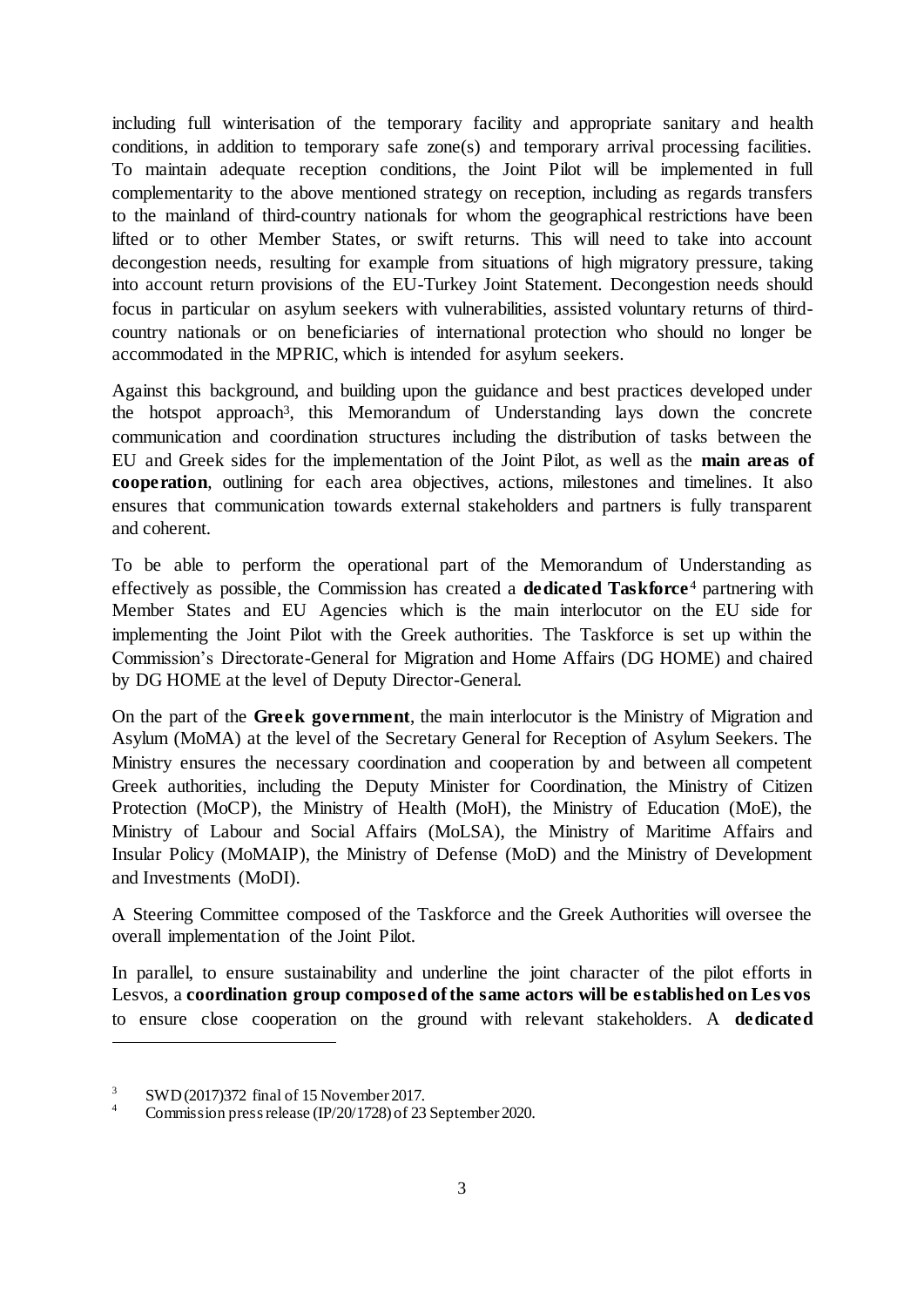including full winterisation of the temporary facility and appropriate sanitary and health conditions, in addition to temporary safe zone(s) and temporary arrival processing facilities. To maintain adequate reception conditions, the Joint Pilot will be implemented in full complementarity to the above mentioned strategy on reception, including as regards transfers to the mainland of third-country nationals for whom the geographical restrictions have been lifted or to other Member States, or swift returns. This will need to take into account decongestion needs, resulting for example from situations of high migratory pressure, taking into account return provisions of the EU-Turkey Joint Statement. Decongestion needs should focus in particular on asylum seekers with vulnerabilities, assisted voluntary returns of third-country nationals or on beneficiaries of international protection who should no longer be accommodated in the MPRIC, which is intended for asylum seekers.

Against this background, and building upon the guidance and best practices developed under the hotspot approach[3], this Memorandum of Understanding lays down the concrete communication and coordination structures including the distribution of tasks between the EU and Greek sides for the implementation of the Joint Pilot, as well as the **main areas of cooperation**, outlining for each area objectives, actions, milestones and timelines. It also ensures that communication towards external stakeholders and partners is fully transparent and coherent.

To be able to perform the operational part of the Memorandum of Understanding as effectively as possible, the Commission has created a **dedicated Taskforce**[4] partnering with Member States and EU Agencies which is the main interlocutor on the EU side for implementing the Joint Pilot with the Greek authorities. The Taskforce is set up within the Commission's Directorate-General for Migration and Home Affairs (DG HOME) and chaired by DG HOME at the level of Deputy Director-General.

On the part of the **Greek government**, the main interlocutor is the Ministry of Migration and Asylum (MoMA) at the level of the Secretary General for Reception of Asylum Seekers. The Ministry ensures the necessary coordination and cooperation by and between all competent Greek authorities, including the Deputy Minister for Coordination, the Ministry of Citizen Protection (MoCP), the Ministry of Health (MoH), the Ministry of Education (MoE), the Ministry of Labour and Social Affairs (MoLSA), the Ministry of Maritime Affairs and Insular Policy (MoMAIP), the Ministry of Defense (MoD) and the Ministry of Development and Investments (MoDI).

A Steering Committee composed of the Taskforce and the Greek Authorities will oversee the overall implementation of the Joint Pilot.

In parallel, to ensure sustainability and underline the joint character of the pilot efforts in Lesvos, a **coordination group composed of the same actors will be established on Lesvos** to ensure close cooperation on the ground with relevant stakeholders. A **dedicated**

---

[3] SWD(2017)372 final of 15 November 2017.

[4] Commission press release (IP/20/1728) of 23 September 2020.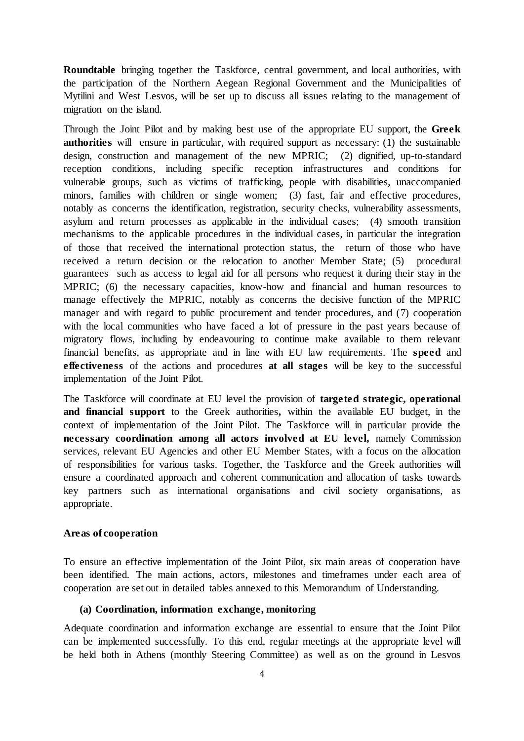**Roundtable** bringing together the Taskforce, central government, and local authorities, with the participation of the Northern Aegean Regional Government and the Municipalities of Mytilini and West Lesvos, will be set up to discuss all issues relating to the management of migration on the island.

Through the Joint Pilot and by making best use of the appropriate EU support, the **Greek authorities** will ensure in particular, with required support as necessary: (1) the sustainable design, construction and management of the new MPRIC; (2) dignified, up-to-standard reception conditions, including specific reception infrastructures and conditions for vulnerable groups, such as victims of trafficking, people with disabilities, unaccompanied minors, families with children or single women; (3) fast, fair and effective procedures, notably as concerns the identification, registration, security checks, vulnerability assessments, asylum and return processes as applicable in the individual cases; (4) smooth transition mechanisms to the applicable procedures in the individual cases, in particular the integration of those that received the international protection status, the return of those who have received a return decision or the relocation to another Member State; (5) procedural guarantees such as access to legal aid for all persons who request it during their stay in the MPRIC; (6) the necessary capacities, know-how and financial and human resources to manage effectively the MPRIC, notably as concerns the decisive function of the MPRIC manager and with regard to public procurement and tender procedures, and (7) cooperation with the local communities who have faced a lot of pressure in the past years because of migratory flows, including by endeavouring to continue make available to them relevant financial benefits, as appropriate and in line with EU law requirements. The **speed** and **effectiveness** of the actions and procedures **at all stages** will be key to the successful implementation of the Joint Pilot.

The Taskforce will coordinate at EU level the provision of **targeted strategic, operational and financial support** to the Greek authorities**,** within the available EU budget, in the context of implementation of the Joint Pilot. The Taskforce will in particular provide the **necessary coordination among all actors involved at EU level,** namely Commission services, relevant EU Agencies and other EU Member States, with a focus on the allocation of responsibilities for various tasks. Together, the Taskforce and the Greek authorities will ensure a coordinated approach and coherent communication and allocation of tasks towards key partners such as international organisations and civil society organisations, as appropriate.

**Areas of cooperation**

To ensure an effective implementation of the Joint Pilot, six main areas of cooperation have been identified. The main actions, actors, milestones and timeframes under each area of cooperation are set out in detailed tables annexed to this Memorandum of Understanding.

**(a) Coordination, information exchange, monitoring**

Adequate coordination and information exchange are essential to ensure that the Joint Pilot can be implemented successfully. To this end, regular meetings at the appropriate level will be held both in Athens (monthly Steering Committee) as well as on the ground in Lesvos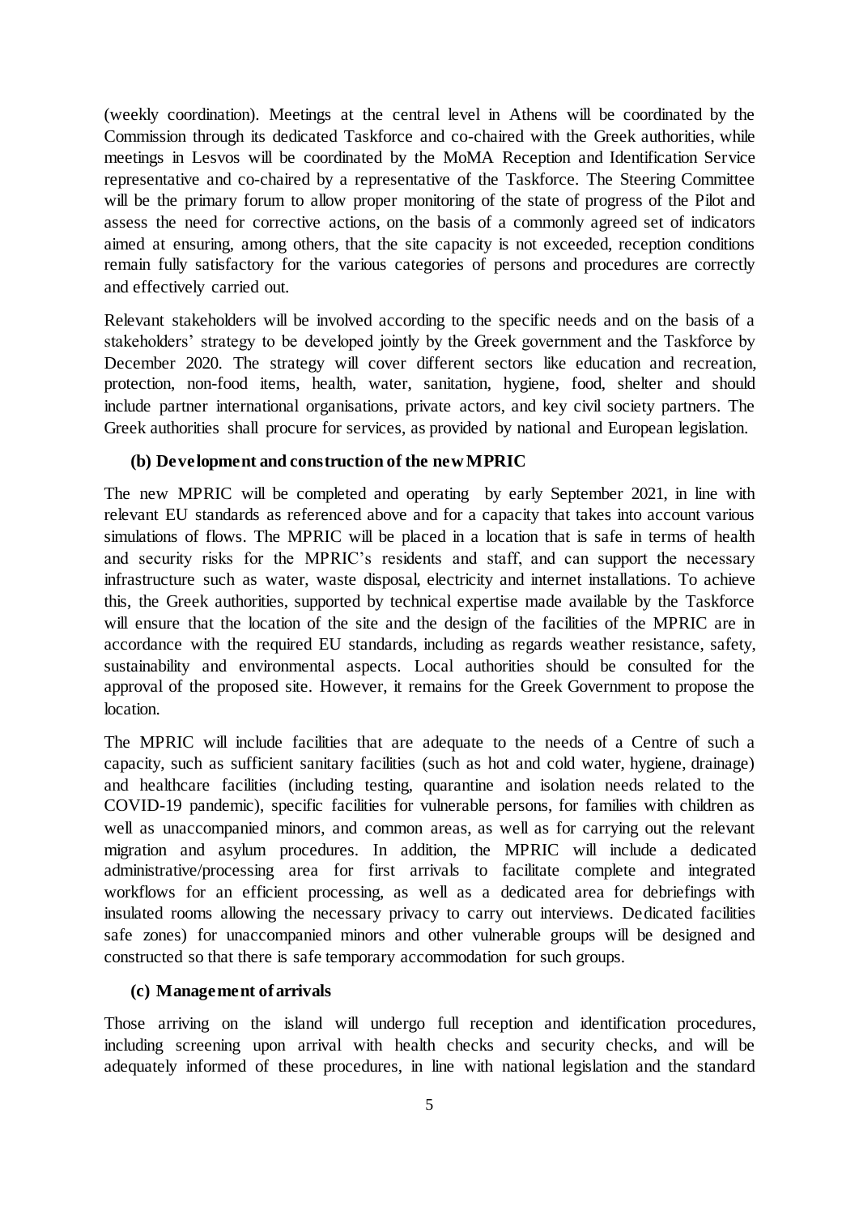(weekly coordination). Meetings at the central level in Athens will be coordinated by the Commission through its dedicated Taskforce and co-chaired with the Greek authorities, while meetings in Lesvos will be coordinated by the MoMA Reception and Identification Service representative and co-chaired by a representative of the Taskforce. The Steering Committee will be the primary forum to allow proper monitoring of the state of progress of the Pilot and assess the need for corrective actions, on the basis of a commonly agreed set of indicators aimed at ensuring, among others, that the site capacity is not exceeded, reception conditions remain fully satisfactory for the various categories of persons and procedures are correctly and effectively carried out.

Relevant stakeholders will be involved according to the specific needs and on the basis of a stakeholders' strategy to be developed jointly by the Greek government and the Taskforce by December 2020. The strategy will cover different sectors like education and recreation, protection, non-food items, health, water, sanitation, hygiene, food, shelter and should include partner international organisations, private actors, and key civil society partners. The Greek authorities shall procure for services, as provided by national and European legislation.

**(b) Development and construction of the new MPRIC**

The new MPRIC will be completed and operating by early September 2021, in line with relevant EU standards as referenced above and for a capacity that takes into account various simulations of flows. The MPRIC will be placed in a location that is safe in terms of health and security risks for the MPRIC's residents and staff, and can support the necessary infrastructure such as water, waste disposal, electricity and internet installations. To achieve this, the Greek authorities, supported by technical expertise made available by the Taskforce will ensure that the location of the site and the design of the facilities of the MPRIC are in accordance with the required EU standards, including as regards weather resistance, safety, sustainability and environmental aspects. Local authorities should be consulted for the approval of the proposed site. However, it remains for the Greek Government to propose the location.

The MPRIC will include facilities that are adequate to the needs of a Centre of such a capacity, such as sufficient sanitary facilities (such as hot and cold water, hygiene, drainage) and healthcare facilities (including testing, quarantine and isolation needs related to the COVID-19 pandemic), specific facilities for vulnerable persons, for families with children as well as unaccompanied minors, and common areas, as well as for carrying out the relevant migration and asylum procedures. In addition, the MPRIC will include a dedicated administrative/processing area for first arrivals to facilitate complete and integrated workflows for an efficient processing, as well as a dedicated area for debriefings with insulated rooms allowing the necessary privacy to carry out interviews. Dedicated facilities safe zones) for unaccompanied minors and other vulnerable groups will be designed and constructed so that there is safe temporary accommodation for such groups.

**(c) Management of arrivals**

Those arriving on the island will undergo full reception and identification procedures, including screening upon arrival with health checks and security checks, and will be adequately informed of these procedures, in line with national legislation and the standard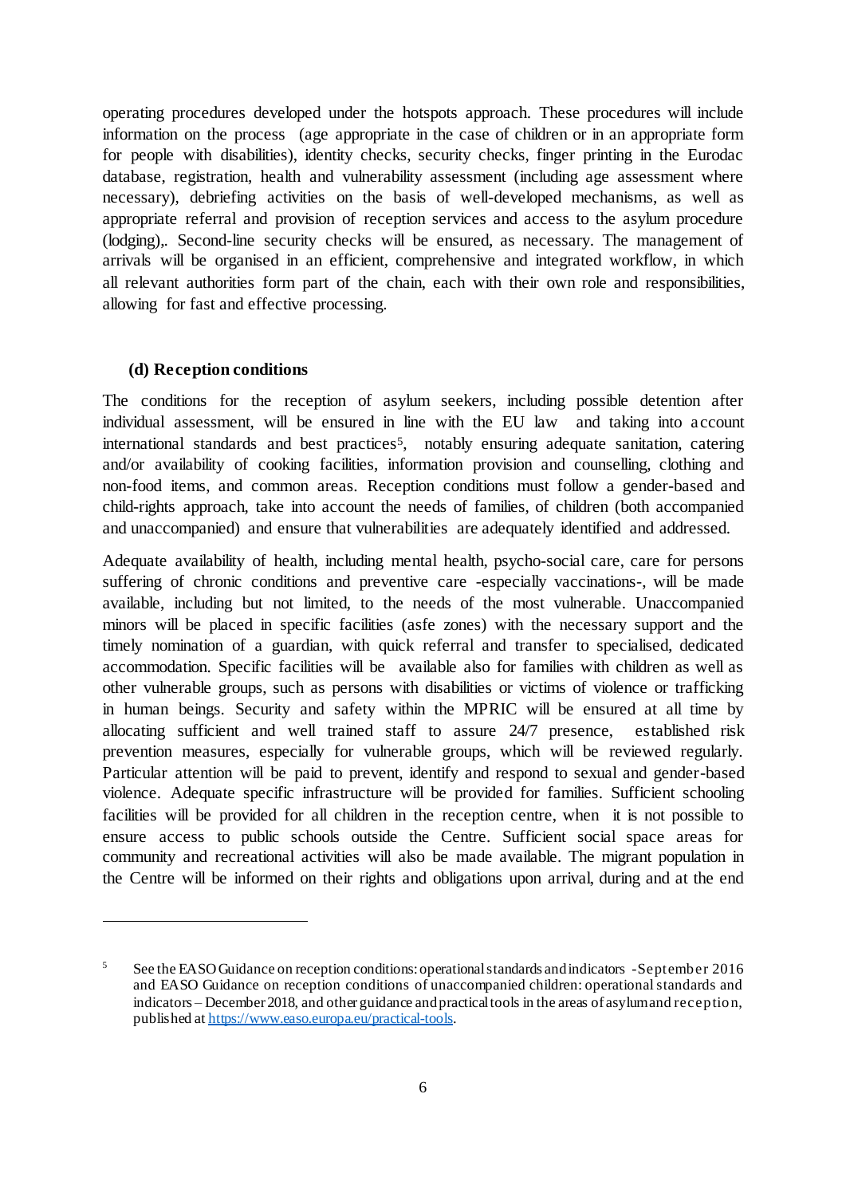operating procedures developed under the hotspots approach. These procedures will include information on the process (age appropriate in the case of children or in an appropriate form for people with disabilities), identity checks, security checks, finger printing in the Eurodac database, registration, health and vulnerability assessment (including age assessment where necessary), debriefing activities on the basis of well-developed mechanisms, as well as appropriate referral and provision of reception services and access to the asylum procedure (lodging),. Second-line security checks will be ensured, as necessary. The management of arrivals will be organised in an efficient, comprehensive and integrated workflow, in which all relevant authorities form part of the chain, each with their own role and responsibilities, allowing for fast and effective processing.

**(d) Reception conditions**

The conditions for the reception of asylum seekers, including possible detention after individual assessment, will be ensured in line with the EU law and taking into account international standards and best practices[5], notably ensuring adequate sanitation, catering and/or availability of cooking facilities, information provision and counselling, clothing and non-food items, and common areas. Reception conditions must follow a gender-based and child-rights approach, take into account the needs of families, of children (both accompanied and unaccompanied) and ensure that vulnerabilities are adequately identified and addressed.

Adequate availability of health, including mental health, psycho-social care, care for persons suffering of chronic conditions and preventive care -especially vaccinations-, will be made available, including but not limited, to the needs of the most vulnerable. Unaccompanied minors will be placed in specific facilities (asfe zones) with the necessary support and the timely nomination of a guardian, with quick referral and transfer to specialised, dedicated accommodation. Specific facilities will be available also for families with children as well as other vulnerable groups, such as persons with disabilities or victims of violence or trafficking in human beings. Security and safety within the MPRIC will be ensured at all time by allocating sufficient and well trained staff to assure 24/7 presence, established risk prevention measures, especially for vulnerable groups, which will be reviewed regularly. Particular attention will be paid to prevent, identify and respond to sexual and gender-based violence. Adequate specific infrastructure will be provided for families. Sufficient schooling facilities will be provided for all children in the reception centre, when it is not possible to ensure access to public schools outside the Centre. Sufficient social space areas for community and recreational activities will also be made available. The migrant population in the Centre will be informed on their rights and obligations upon arrival, during and at the end

---

[5] See the EASO Guidance on reception conditions: operational standards and indicators -September 2016 and EASO Guidance on reception conditions of unaccompanied children: operational standards and indicators – December 2018, and other guidance and practical tools in the areas of asylum and reception, published at https://www.easo.europa.eu/practical-tools.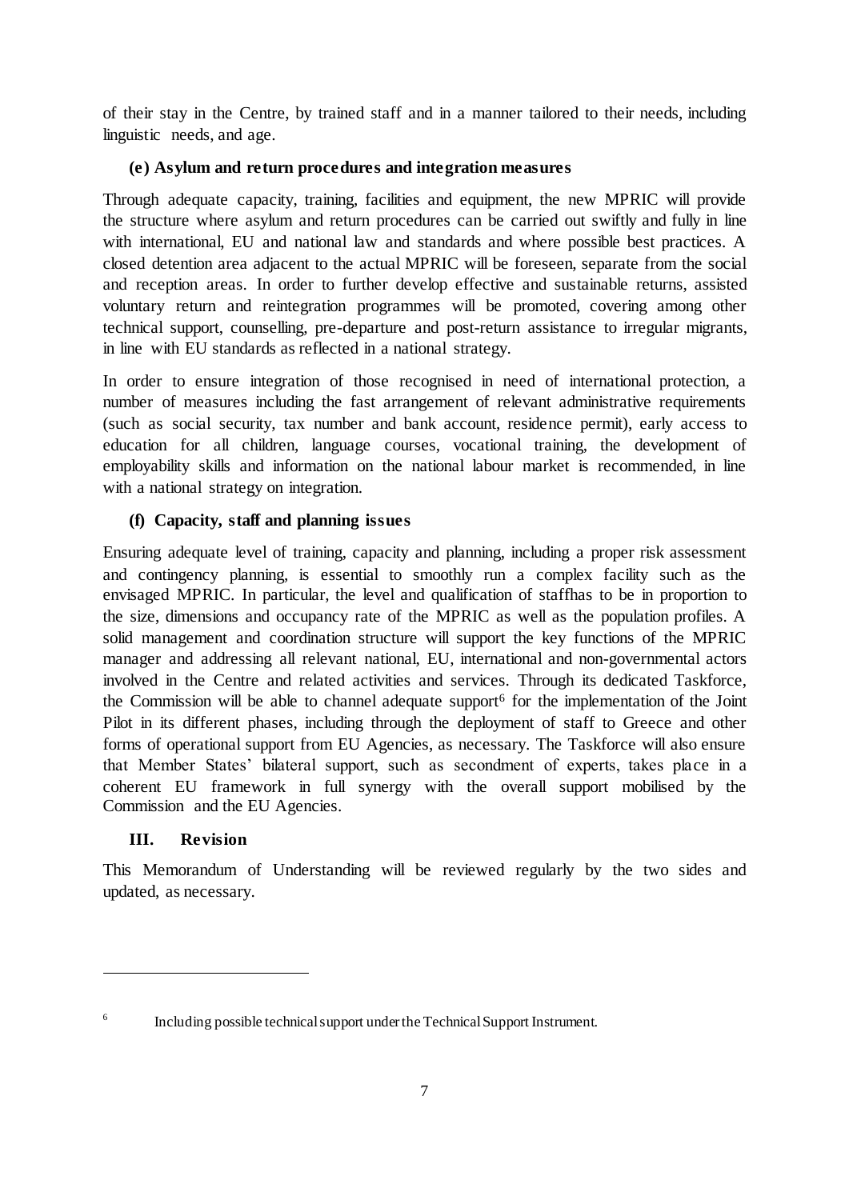of their stay in the Centre, by trained staff and in a manner tailored to their needs, including linguistic needs, and age.

**(e) Asylum and return procedures and integration measures**

Through adequate capacity, training, facilities and equipment, the new MPRIC will provide the structure where asylum and return procedures can be carried out swiftly and fully in line with international, EU and national law and standards and where possible best practices. A closed detention area adjacent to the actual MPRIC will be foreseen, separate from the social and reception areas. In order to further develop effective and sustainable returns, assisted voluntary return and reintegration programmes will be promoted, covering among other technical support, counselling, pre-departure and post-return assistance to irregular migrants, in line with EU standards as reflected in a national strategy.

In order to ensure integration of those recognised in need of international protection, a number of measures including the fast arrangement of relevant administrative requirements (such as social security, tax number and bank account, residence permit), early access to education for all children, language courses, vocational training, the development of employability skills and information on the national labour market is recommended, in line with a national strategy on integration.

**(f) Capacity, staff and planning issues**

Ensuring adequate level of training, capacity and planning, including a proper risk assessment and contingency planning, is essential to smoothly run a complex facility such as the envisaged MPRIC. In particular, the level and qualification of staffhas to be in proportion to the size, dimensions and occupancy rate of the MPRIC as well as the population profiles. A solid management and coordination structure will support the key functions of the MPRIC manager and addressing all relevant national, EU, international and non-governmental actors involved in the Centre and related activities and services. Through its dedicated Taskforce, the Commission will be able to channel adequate support[6] for the implementation of the Joint Pilot in its different phases, including through the deployment of staff to Greece and other forms of operational support from EU Agencies, as necessary. The Taskforce will also ensure that Member States' bilateral support, such as secondment of experts, takes place in a coherent EU framework in full synergy with the overall support mobilised by the Commission and the EU Agencies.

## III. Revision

This Memorandum of Understanding will be reviewed regularly by the two sides and updated, as necessary.

---

[6] Including possible technical support under the Technical Support Instrument.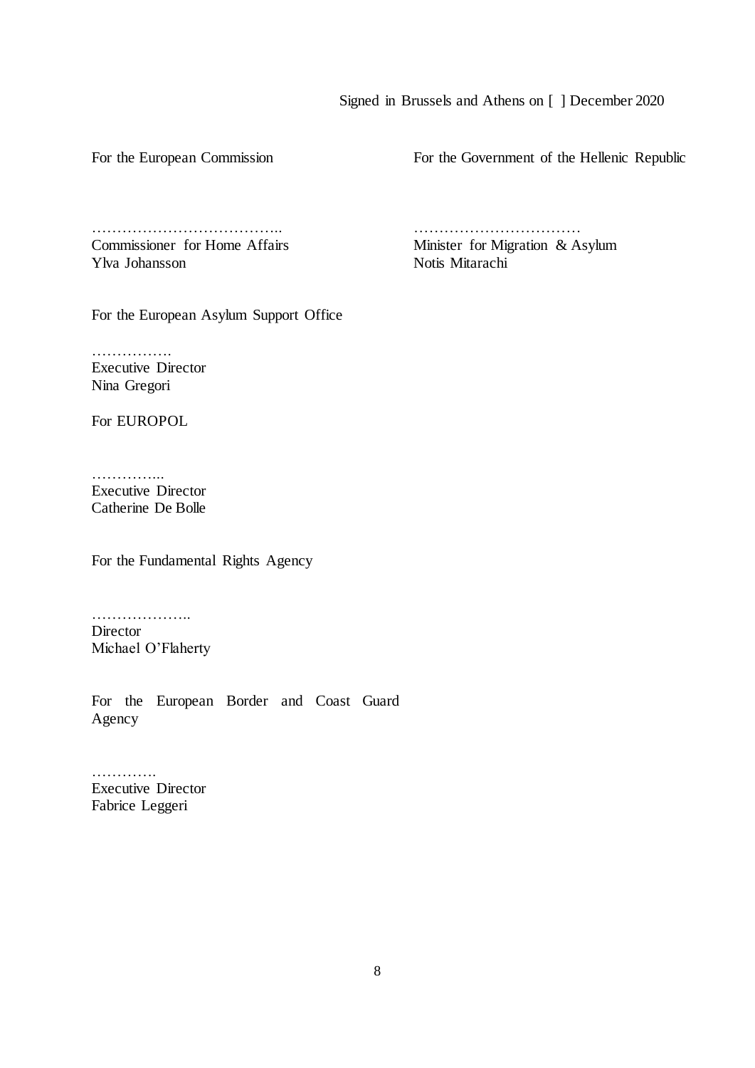Signed in Brussels and Athens on [ ] December 2020

For the European Commission

………………………………..
Commissioner for Home Affairs
Ylva Johansson

For the Government of the Hellenic Republic

……………………………
Minister for Migration & Asylum
Notis Mitarachi

For the European Asylum Support Office

…………….
Executive Director
Nina Gregori

For EUROPOL

…………..
Executive Director
Catherine De Bolle

For the Fundamental Rights Agency

………………..
Director
Michael O'Flaherty

For the European Border and Coast Guard Agency

………….
Executive Director
Fabrice Leggeri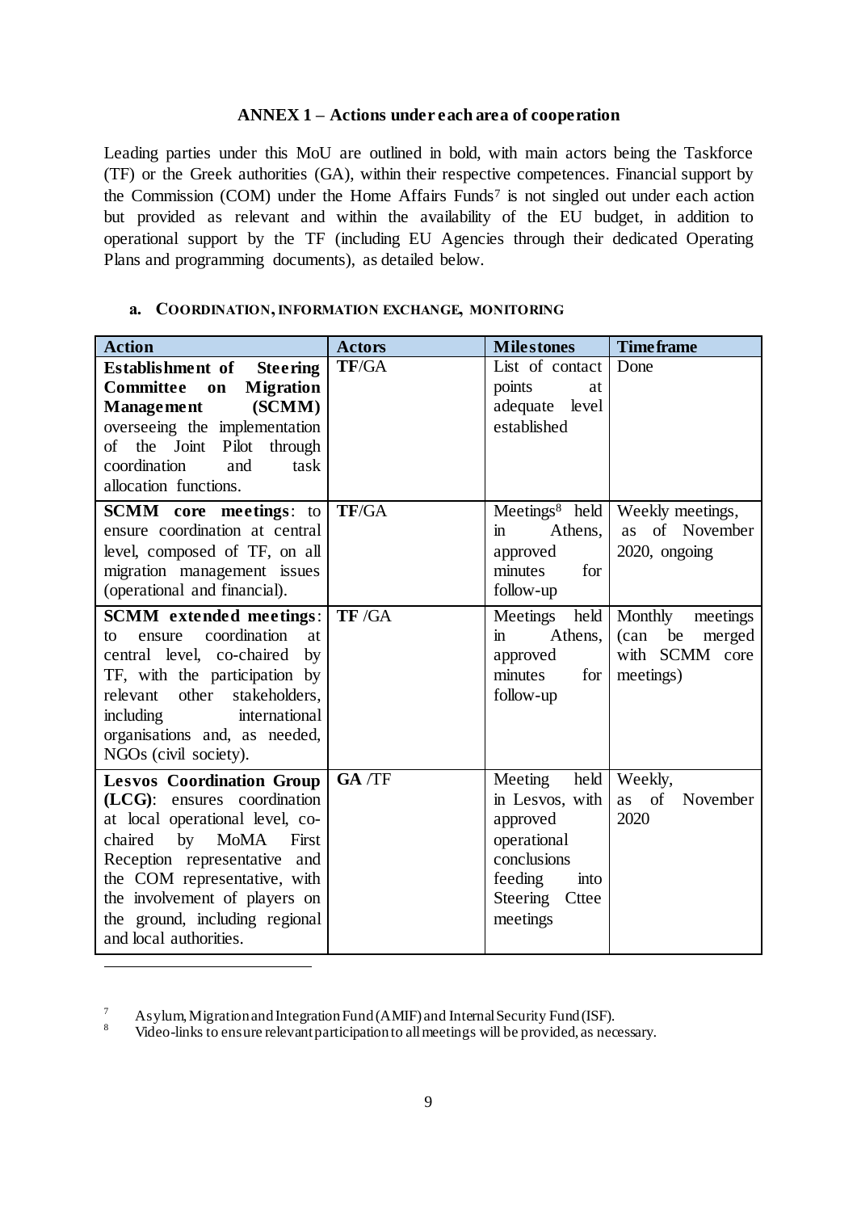## ANNEX 1 – Actions under each area of cooperation

Leading parties under this MoU are outlined in bold, with main actors being the Taskforce (TF) or the Greek authorities (GA), within their respective competences. Financial support by the Commission (COM) under the Home Affairs Funds[7] is not singled out under each action but provided as relevant and within the availability of the EU budget, in addition to operational support by the TF (including EU Agencies through their dedicated Operating Plans and programming documents), as detailed below.

### a. COORDINATION, INFORMATION EXCHANGE, MONITORING

| Action | Actors | Milestones | Timeframe |
|---|---|---|---|
| **Establishment of Steering Committee on Migration Management (SCMM)** overseeing the implementation of the Joint Pilot through coordination and task allocation functions. | **TF**/GA | List of contact points at adequate level established | Done |
| **SCMM core meetings**: to ensure coordination at central level, composed of TF, on all migration management issues (operational and financial). | **TF**/GA | Meetings[8] held in Athens, approved minutes for follow-up | Weekly meetings, as of November 2020, ongoing |
| **SCMM extended meetings**: to ensure coordination at central level, co-chaired by TF, with the participation by relevant other stakeholders, including international organisations and, as needed, NGOs (civil society). | **TF** /GA | Meetings held in Athens, approved minutes for follow-up | Monthly meetings (can be merged with SCMM core meetings) |
| **Lesvos Coordination Group (LCG)**: ensures coordination at local operational level, co-chaired by MoMA First Reception representative and the COM representative, with the involvement of players on the ground, including regional and local authorities. | **GA** /TF | Meeting held in Lesvos, with approved operational conclusions feeding into Steering Cttee meetings | Weekly, as of November 2020 |

[7] Asylum, Migration and Integration Fund (AMIF) and Internal Security Fund (ISF).

[8] Video-links to ensure relevant participation to all meetings will be provided, as necessary.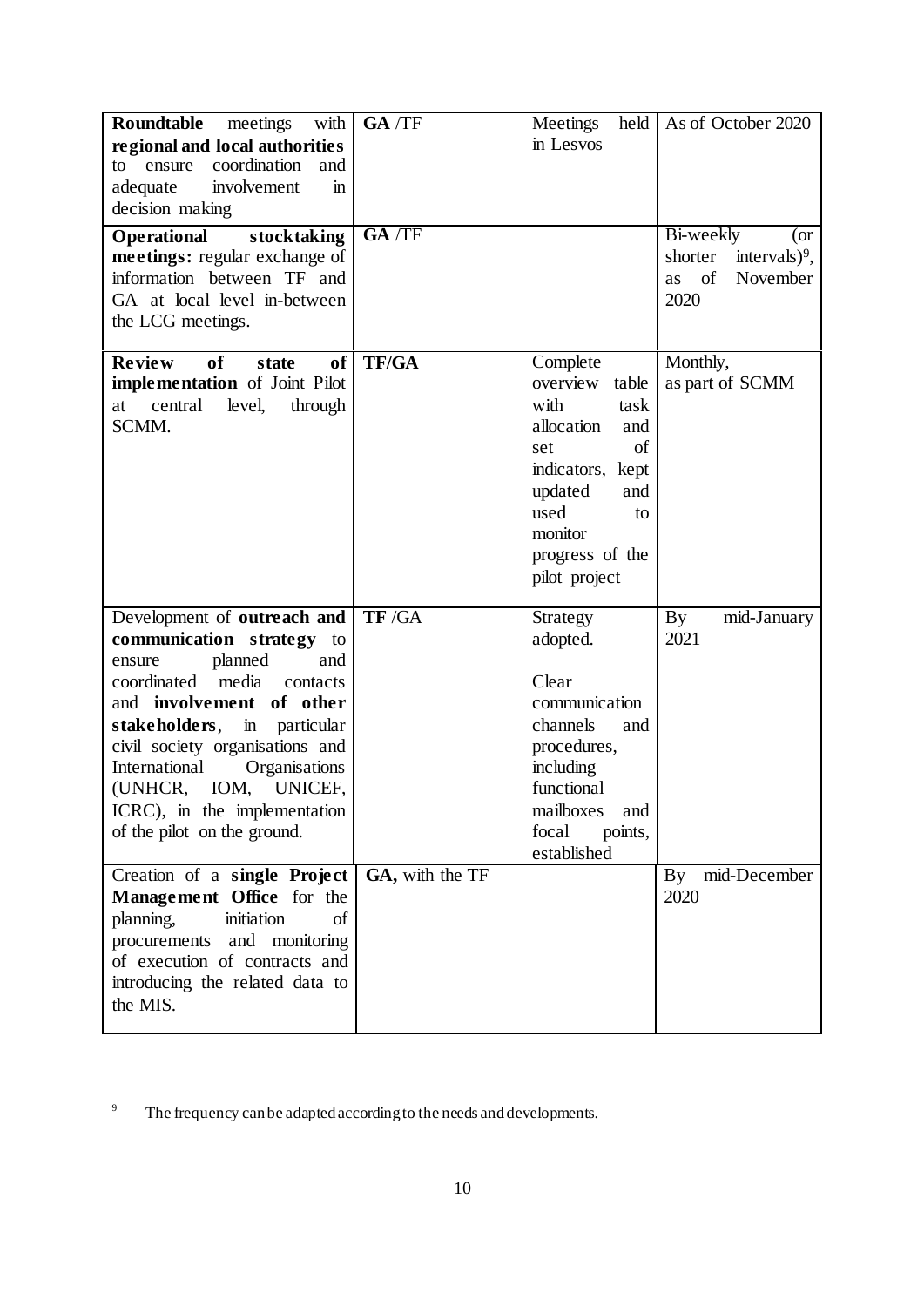| | | | |
|---|---|---|---|
| **Roundtable** meetings with **regional and local authorities** to ensure coordination and adequate involvement in decision making | **GA** /TF | Meetings held in Lesvos | As of October 2020 |
| **Operational stocktaking meetings:** regular exchange of information between TF and GA at local level in-between the LCG meetings. | **GA** /TF | | Bi-weekly (or shorter intervals)[9], as of November 2020 |
| **Review of state of implementation** of Joint Pilot at central level, through SCMM. | **TF/GA** | Complete overview table with task allocation and set of indicators, kept updated and used to monitor progress of the pilot project | Monthly, as part of SCMM |
| Development of **outreach and communication strategy** to ensure planned and coordinated media contacts and **involvement of other stakeholders**, in particular civil society organisations and International Organisations (UNHCR, IOM, UNICEF, ICRC), in the implementation of the pilot on the ground. | **TF** /GA | Strategy adopted.<br><br>Clear communication channels and procedures, including functional mailboxes and focal points, established | By mid-January 2021 |
| Creation of a **single Project Management Office** for the planning, initiation of procurements and monitoring of execution of contracts and introducing the related data to the MIS. | **GA,** with the TF | | By mid-December 2020 |

[9] The frequency can be adapted according to the needs and developments.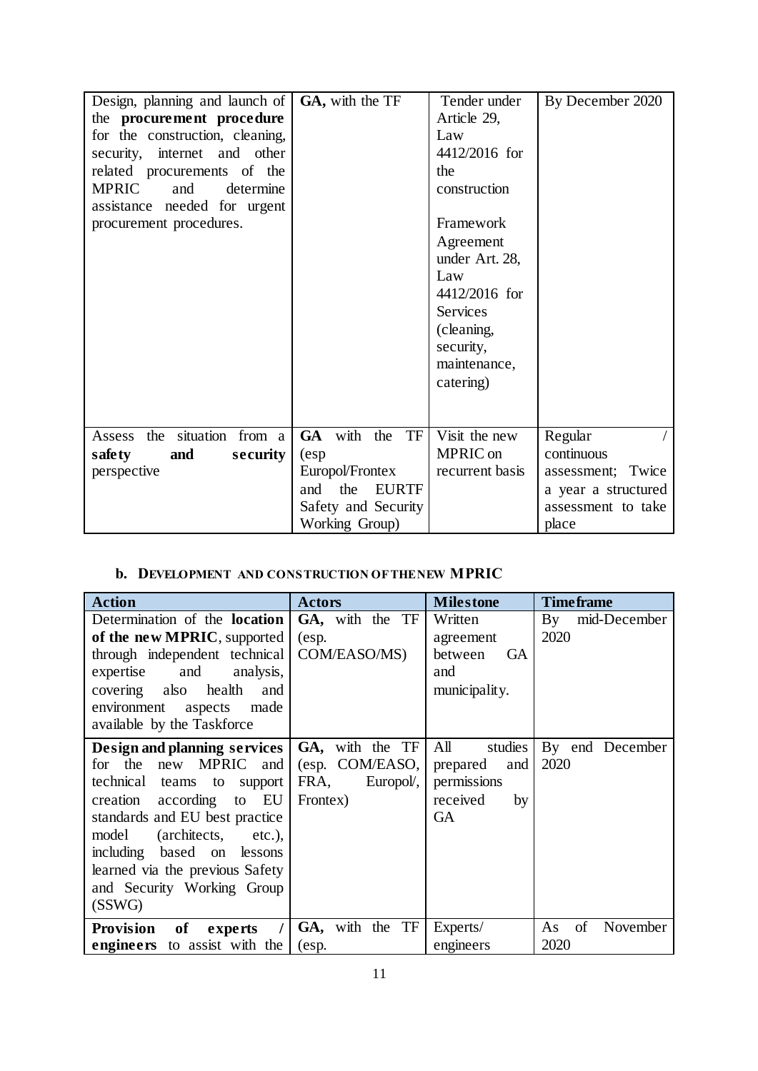| | | | |
|---|---|---|---|
| Design, planning and launch of the **procurement procedure** for the construction, cleaning, security, internet and other related procurements of the MPRIC and determine assistance needed for urgent procurement procedures. | **GA,** with the TF | Tender under Article 29, Law 4412/2016 for the construction<br><br>Framework Agreement under Art. 28, Law 4412/2016 for Services (cleaning, security, maintenance, catering) | By December 2020 |
| Assess the situation from a **safety and security** perspective | **GA** with the TF (esp Europol/Frontex and the EURTF Safety and Security Working Group) | Visit the new MPRIC on recurrent basis | Regular / continuous assessment; Twice a year a structured assessment to take place |

## b. Development and construction of the new MPRIC

| **Action** | **Actors** | **Milestone** | **Timeframe** |
|---|---|---|---|
| Determination of the **location of the new MPRIC**, supported through independent technical expertise and analysis, covering also health and environment aspects made available by the Taskforce | **GA,** with the TF (esp. COM/EASO/MS) | Written agreement between GA and municipality. | By mid-December 2020 |
| **Design and planning services** for the new MPRIC and technical teams to support creation according to EU standards and EU best practice model (architects, etc.), including based on lessons learned via the previous Safety and Security Working Group (SSWG) | **GA,** with the TF (esp. COM/EASO, FRA, Europol/, Frontex) | All studies prepared and permissions received by GA | By end December 2020 |
| **Provision of experts / engineers** to assist with the | **GA,** with the TF (esp. | Experts/ engineers | As of November 2020 |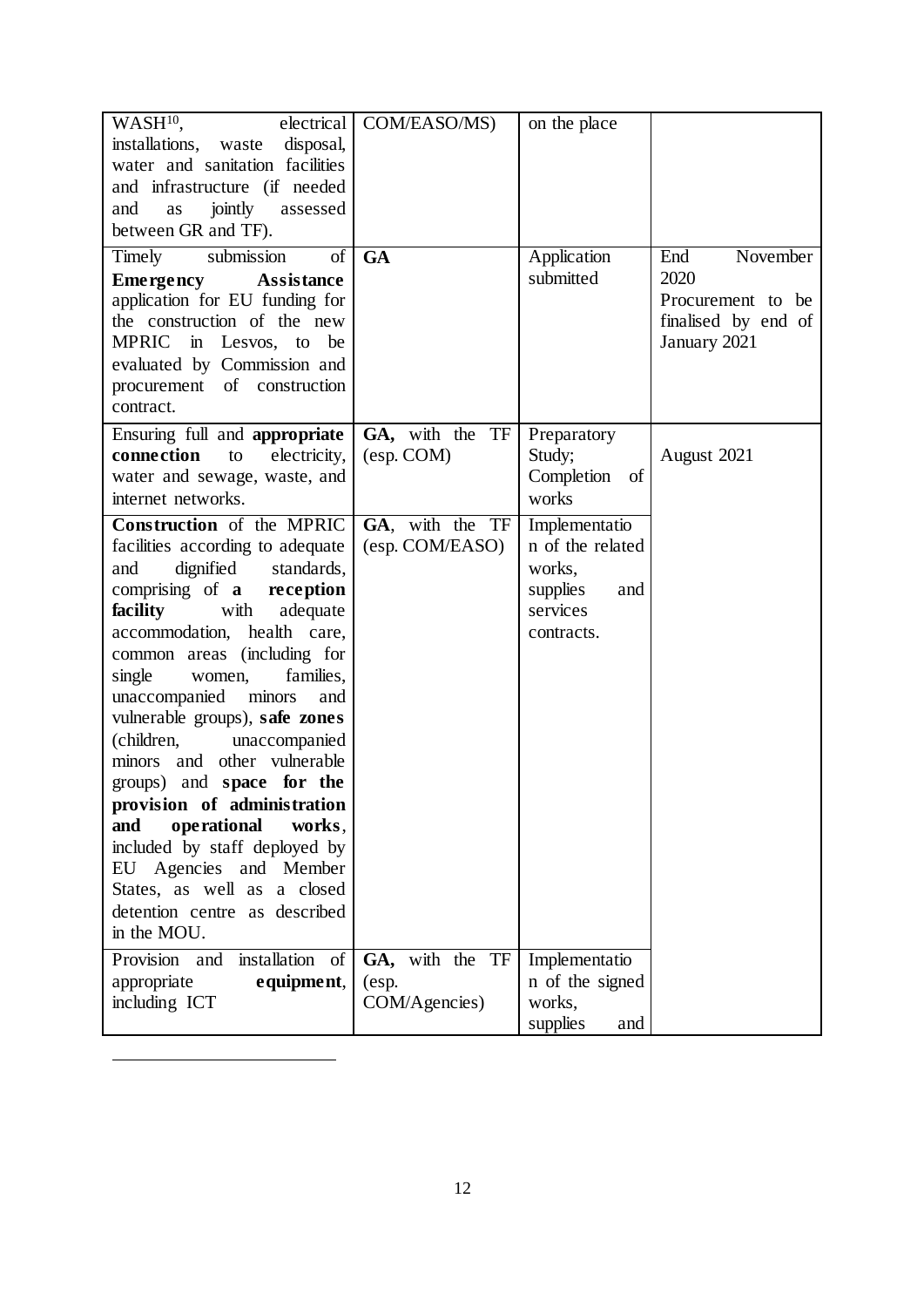| | | | |
|---|---|---|---|
| WASH[10], electrical installations, waste disposal, water and sanitation facilities and infrastructure (if needed and as jointly assessed between GR and TF). | COM/EASO/MS) | on the place | |
| Timely submission of **Emergency Assistance** application for EU funding for the construction of the new MPRIC in Lesvos, to be evaluated by Commission and procurement of construction contract. | **GA** | Application submitted | End November 2020 Procurement to be finalised by end of January 2021 |
| Ensuring full and **appropriate connection** to electricity, water and sewage, waste, and internet networks. | **GA,** with the TF (esp. COM) | Preparatory Study; Completion of works | August 2021 |
| **Construction** of the MPRIC facilities according to adequate and dignified standards, comprising of **a reception facility** with adequate accommodation, health care, common areas (including for single women, families, unaccompanied minors and vulnerable groups), **safe zones** (children, unaccompanied minors and other vulnerable groups) and **space for the provision of administration and operational works**, included by staff deployed by EU Agencies and Member States, as well as a closed detention centre as described in the MOU. | **GA**, with the TF (esp. COM/EASO) | Implementation of the related works, supplies and services contracts. | |
| Provision and installation of appropriate **equipment**, including ICT | **GA,** with the TF (esp. COM/Agencies) | Implementation of the signed works, supplies and | |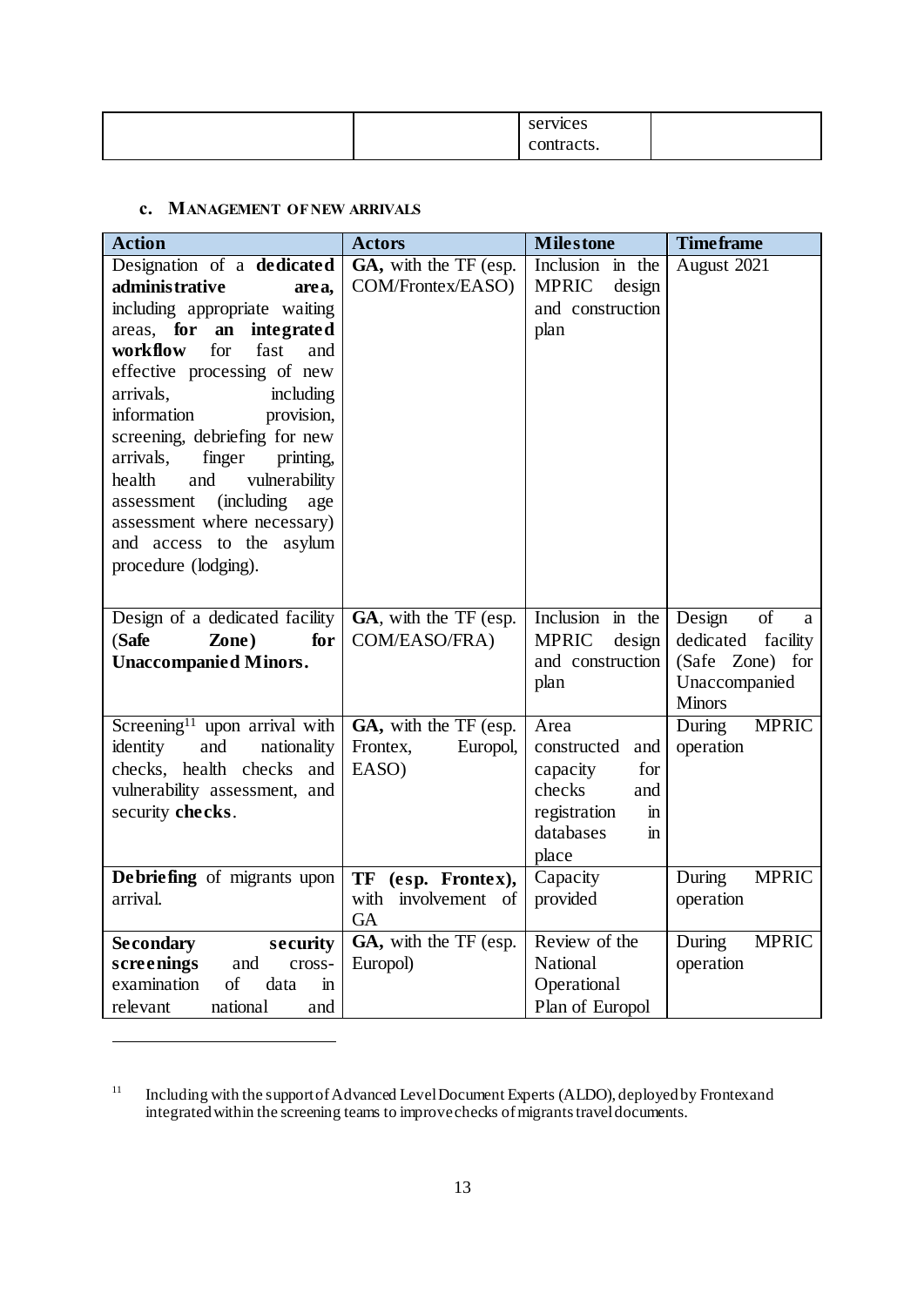| | | services contracts. | |
|---|---|---|---|

### c. Management of new arrivals

| Action | Actors | Milestone | Timeframe |
|---|---|---|---|
| Designation of a **dedicated administrative area,** including appropriate waiting areas, **for an integrated workflow** for fast and effective processing of new arrivals, including information provision, screening, debriefing for new arrivals, finger printing, health and vulnerability assessment (including age assessment where necessary) and access to the asylum procedure (lodging). | **GA,** with the TF (esp. COM/Frontex/EASO) | Inclusion in the MPRIC design and construction plan | August 2021 |
| Design of a dedicated facility (**Safe Zone)** for **Unaccompanied Minors.** | **GA**, with the TF (esp. COM/EASO/FRA) | Inclusion in the MPRIC design and construction plan | Design of a dedicated facility (Safe Zone) for Unaccompanied Minors |
| Screening[11] upon arrival with identity and nationality checks, health checks and vulnerability assessment, and security **checks**. | **GA,** with the TF (esp. Frontex, Europol, EASO) | Area constructed and capacity for checks and registration in databases in place | During MPRIC operation |
| **Debriefing** of migrants upon arrival. | **TF (esp. Frontex),** with involvement of GA | Capacity provided | During MPRIC operation |
| **Secondary security screenings** and cross-examination of data in relevant national and | **GA,** with the TF (esp. Europol) | Review of the National Operational Plan of Europol | During MPRIC operation |

[11] Including with the support of Advanced Level Document Experts (ALDO), deployed by Frontex and integrated within the screening teams to improve checks of migrants travel documents.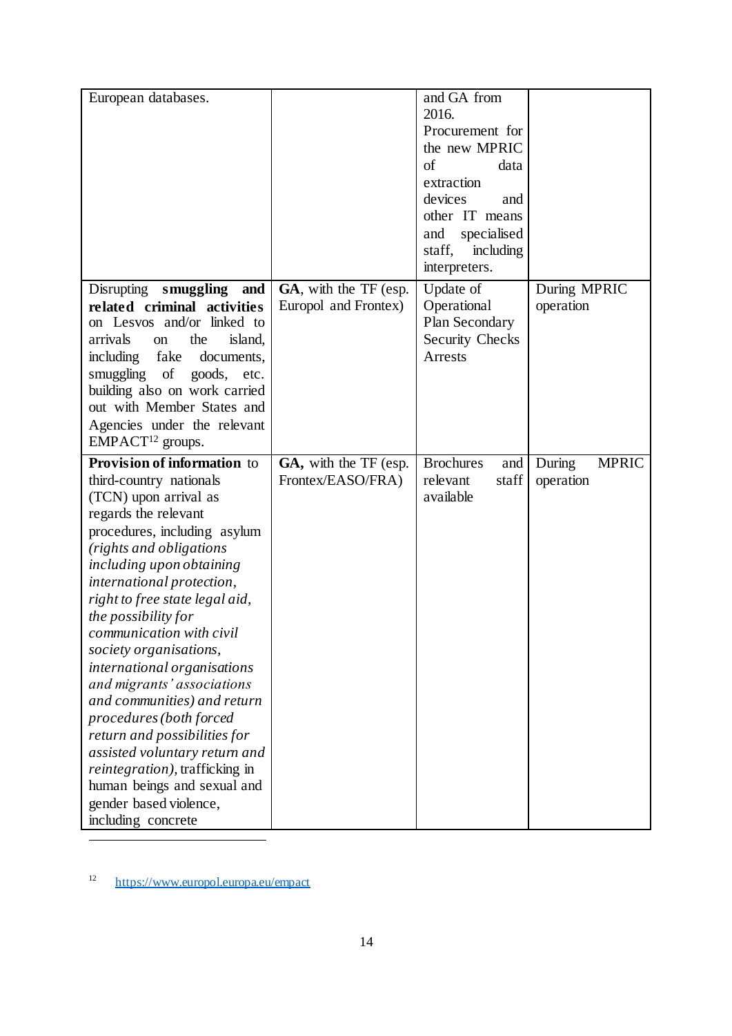| European databases. | | and GA from 2016. Procurement for the new MPRIC of data extraction devices and other IT means and specialised staff, including interpreters. | |
|---|---|---|---|
| Disrupting **smuggling and related criminal activities** on Lesvos and/or linked to arrivals on the island, including fake documents, smuggling of goods, etc. building also on work carried out with Member States and Agencies under the relevant EMPACT[12] groups. | **GA**, with the TF (esp. Europol and Frontex) | Update of Operational Plan Secondary Security Checks Arrests | During MPRIC operation |
| **Provision of information** to third-country nationals (TCN) upon arrival as regards the relevant procedures, including asylum *(rights and obligations including upon obtaining international protection, right to free state legal aid, the possibility for communication with civil society organisations, international organisations and migrants' associations and communities) and return procedures (both forced return and possibilities for assisted voluntary return and reintegration),* trafficking in human beings and sexual and gender based violence, including concrete | **GA,** with the TF (esp. Frontex/EASO/FRA) | Brochures and relevant staff available | During MPRIC operation |

[12] https://www.europol.europa.eu/empact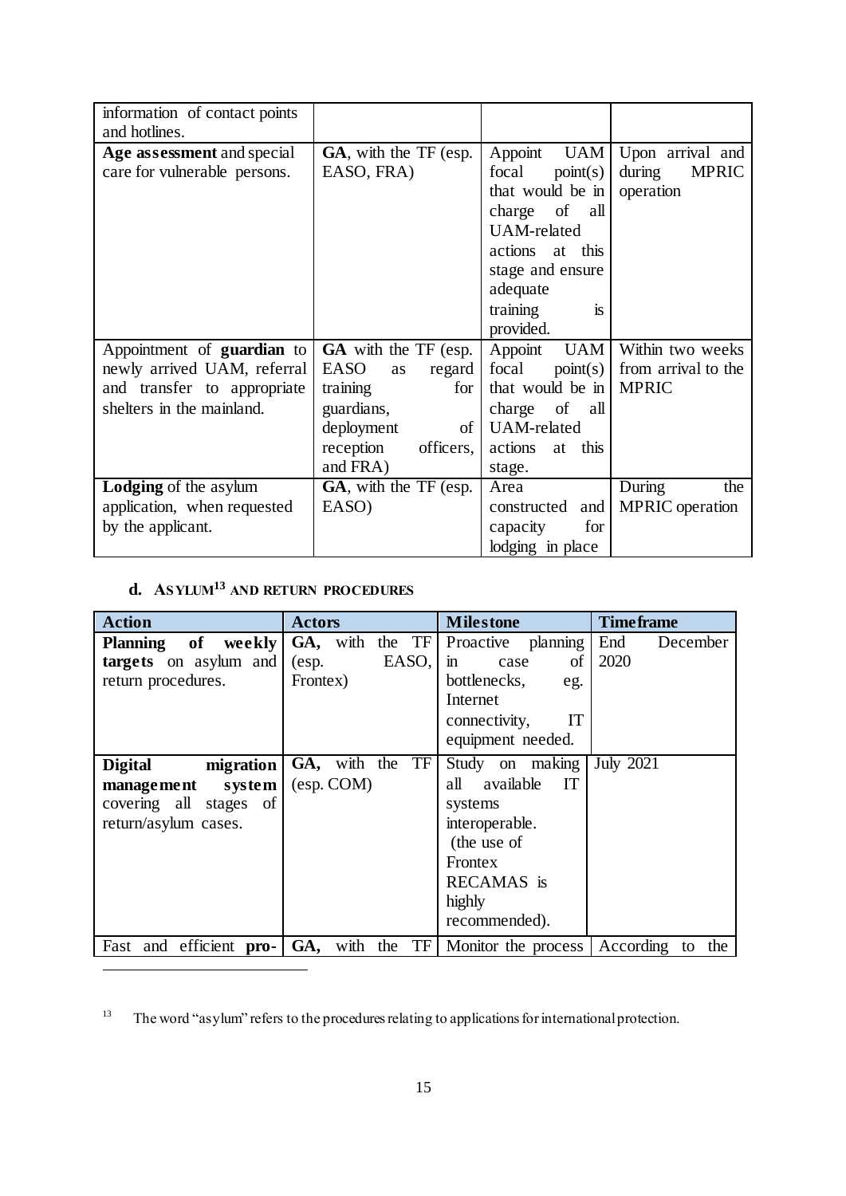| | | | |
|---|---|---|---|
| information of contact points and hotlines. | | | |
| **Age assessment** and special care for vulnerable persons. | **GA**, with the TF (esp. EASO, FRA) | Appoint UAM focal point(s) that would be in charge of all UAM-related actions at this stage and ensure adequate training is provided. | Upon arrival and during MPRIC operation |
| Appointment of **guardian** to newly arrived UAM, referral and transfer to appropriate shelters in the mainland. | **GA** with the TF (esp. EASO as regard training for guardians, deployment of reception officers, and FRA) | Appoint UAM focal point(s) that would be in charge of all UAM-related actions at this stage. | Within two weeks from arrival to the MPRIC |
| **Lodging** of the asylum application, when requested by the applicant. | **GA**, with the TF (esp. EASO) | Area constructed and capacity for lodging in place | During the MPRIC operation |

### d. ASYLUM[13] AND RETURN PROCEDURES

| Action | Actors | Milestone | Timeframe |
|---|---|---|---|
| **Planning of weekly targets** on asylum and return procedures. | **GA,** with the TF (esp. EASO, Frontex) | Proactive planning in case of bottlenecks, eg. Internet connectivity, IT equipment needed. | End December 2020 |
| **Digital migration management system** covering all stages of return/asylum cases. | **GA,** with the TF (esp. COM) | Study on making all available IT systems interoperable. (the use of Frontex RECAMAS is highly recommended). | July 2021 |
| Fast and efficient **pro-** | **GA,** with the TF | Monitor the process | According to the |

[13] The word "asylum" refers to the procedures relating to applications for international protection.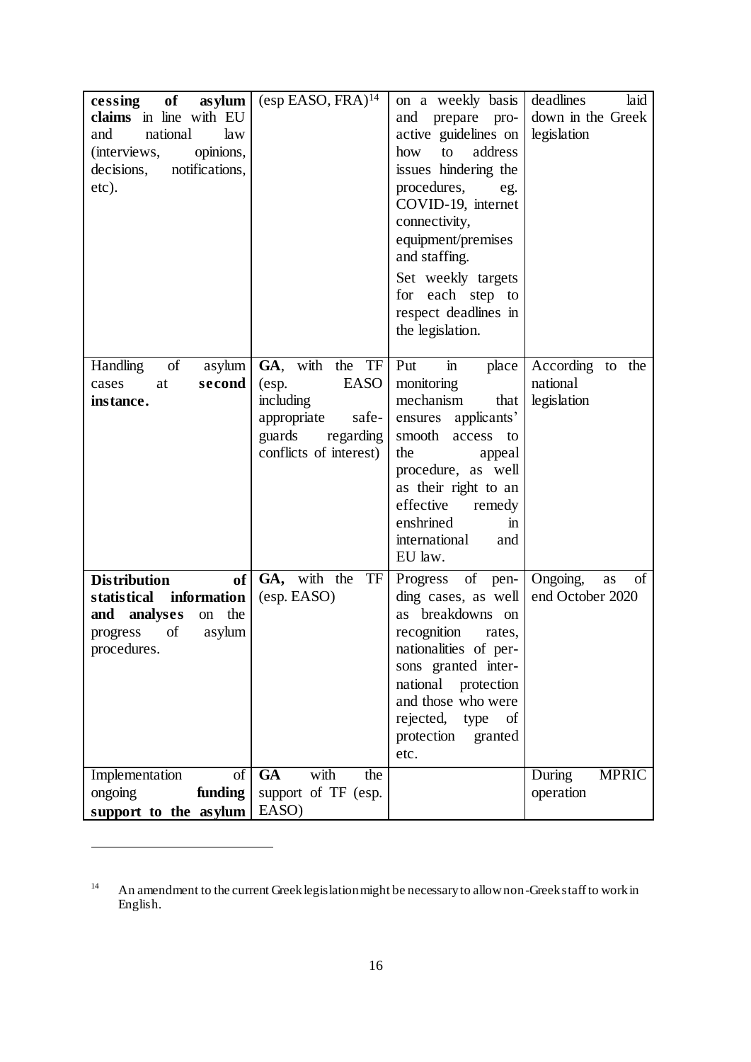| | | | |
|---|---|---|---|
| **cessing of asylum claims** in line with EU and national law (interviews, opinions, decisions, notifications, etc). | (esp EASO, FRA)[14] | on a weekly basis and prepare pro-active guidelines on how to address issues hindering the procedures, eg. COVID-19, internet connectivity, equipment/premises and staffing.<br><br>Set weekly targets for each step to respect deadlines in the legislation. | deadlines laid down in the Greek legislation |
| Handling of asylum cases at **second instance.** | **GA**, with the TF (esp. EASO including appropriate safe-guards regarding conflicts of interest) | Put in place monitoring mechanism that ensures applicants' smooth access to the appeal procedure, as well as their right to an effective remedy enshrined in international and EU law. | According to the national legislation |
| **Distribution of statistical information and analyses** on the progress of asylum procedures. | **GA,** with the TF (esp. EASO) | Progress of pen-ding cases, as well as breakdowns on recognition rates, nationalities of per-sons granted inter-national protection and those who were rejected, type of protection granted etc. | Ongoing, as of end October 2020 |
| Implementation of ongoing **funding support to the asylum** | **GA** with the support of TF (esp. EASO) | | During MPRIC operation |

[14] An amendment to the current Greek legislation might be necessary to allow non-Greek staff to work in English.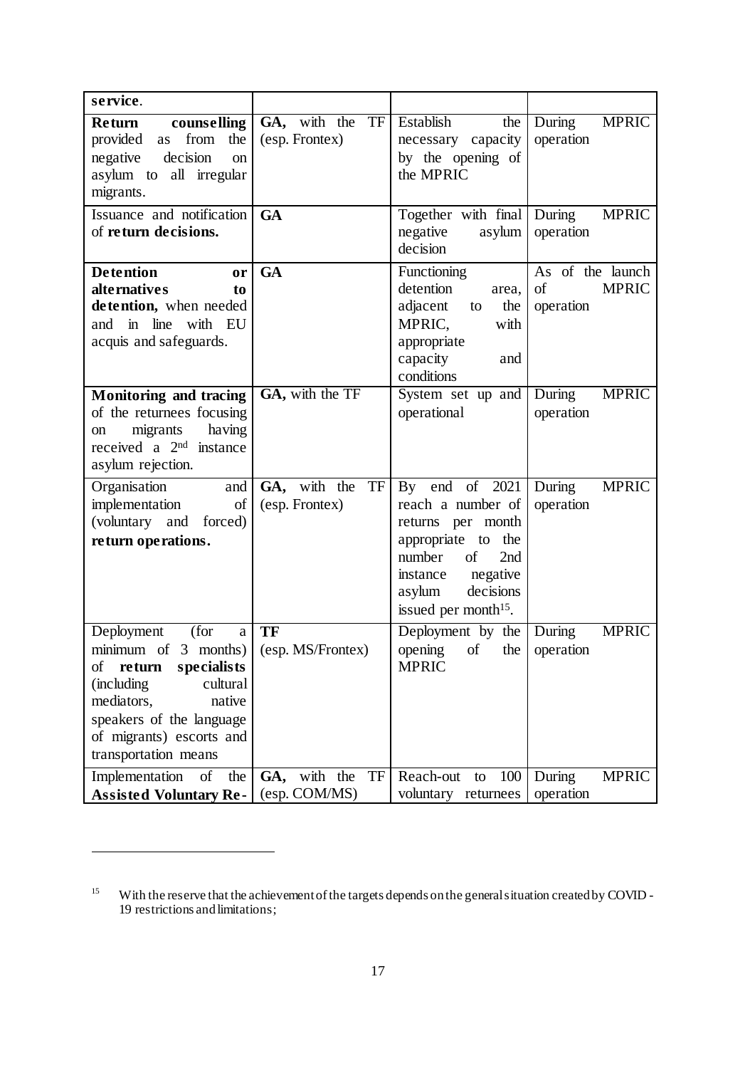| | | | |
|---|---|---|---|
| **service**. | | | |
| **Return counselling** provided as from the negative decision on asylum to all irregular migrants. | **GA**, with the TF (esp. Frontex) | Establish the necessary capacity by the opening of the MPRIC | During MPRIC operation |
| Issuance and notification of **return decisions.** | **GA** | Together with final negative asylum decision | During MPRIC operation |
| **Detention or alternatives to detention,** when needed and in line with EU acquis and safeguards. | **GA** | Functioning detention area, adjacent to the MPRIC, with appropriate capacity and conditions | As of the launch of MPRIC operation |
| **Monitoring and tracing** of the returnees focusing on migrants having received a 2nd instance asylum rejection. | **GA,** with the TF | System set up and operational | During MPRIC operation |
| Organisation and implementation of (voluntary and forced) **return operations.** | **GA,** with the TF (esp. Frontex) | By end of 2021 reach a number of returns per month appropriate to the number of 2nd instance negative asylum decisions issued per month[15]. | During MPRIC operation |
| Deployment (for a minimum of 3 months) of **return specialists** (including cultural mediators, native speakers of the language of migrants) escorts and transportation means | **TF** (esp. MS/Frontex) | Deployment by the opening of the MPRIC | During MPRIC operation |
| Implementation of the **Assisted Voluntary Re-** | **GA,** with the TF (esp. COM/MS) | Reach-out to 100 voluntary returnees | During MPRIC operation |

[15] With the reserve that the achievement of the targets depends on the general situation created by COVID-19 restrictions and limitations;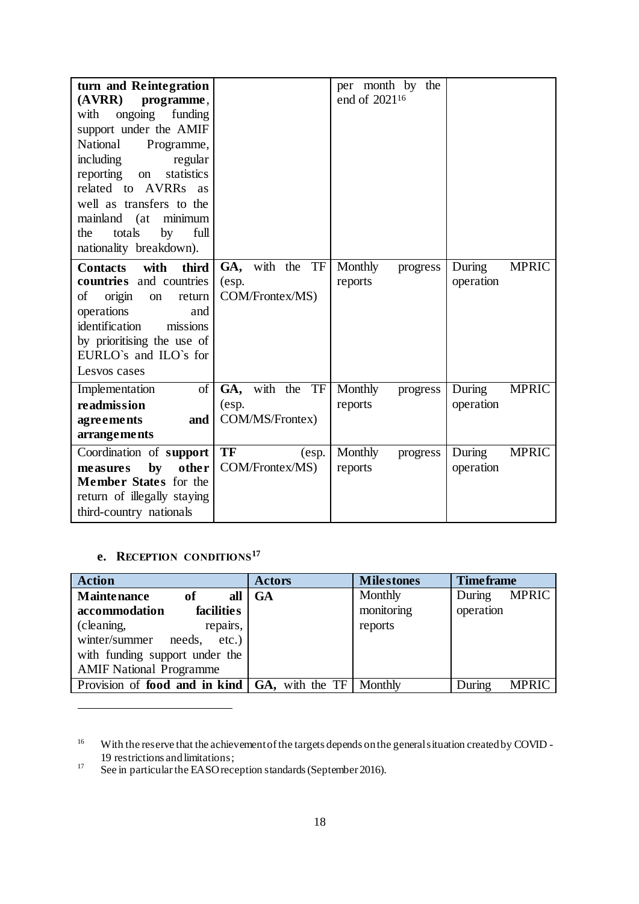| | | | |
|---|---|---|---|
| **turn and Reintegration (AVRR) programme**, with ongoing funding support under the AMIF National Programme, including regular reporting on statistics related to AVRRs as well as transfers to the mainland (at minimum the totals by full nationality breakdown). | | per month by the end of 2021[16] | |
| **Contacts with third countries** and countries of origin on return operations and identification missions by prioritising the use of EURLO`s and ILO`s for Lesvos cases | **GA,** with the TF (esp. COM/Frontex/MS) | Monthly progress reports | During MPRIC operation |
| Implementation of **readmission agreements and arrangements** | **GA,** with the TF (esp. COM/MS/Frontex) | Monthly progress reports | During MPRIC operation |
| Coordination of **support measures by other Member States** for the return of illegally staying third-country nationals | **TF** (esp. COM/Frontex/MS) | Monthly progress reports | During MPRIC operation |

### e. RECEPTION CONDITIONS[17]

| Action | Actors | Milestones | Timeframe |
|---|---|---|---|
| **Maintenance of all accommodation facilities** (cleaning, repairs, winter/summer needs, etc.) with funding support under the AMIF National Programme | **GA** | Monthly monitoring reports | During MPRIC operation |
| Provision of **food and in kind** | **GA,** with the TF | Monthly | During MPRIC |

[16] With the reserve that the achievement of the targets depends on the general situation created by COVID-19 restrictions and limitations;

[17] See in particular the EASO reception standards (September 2016).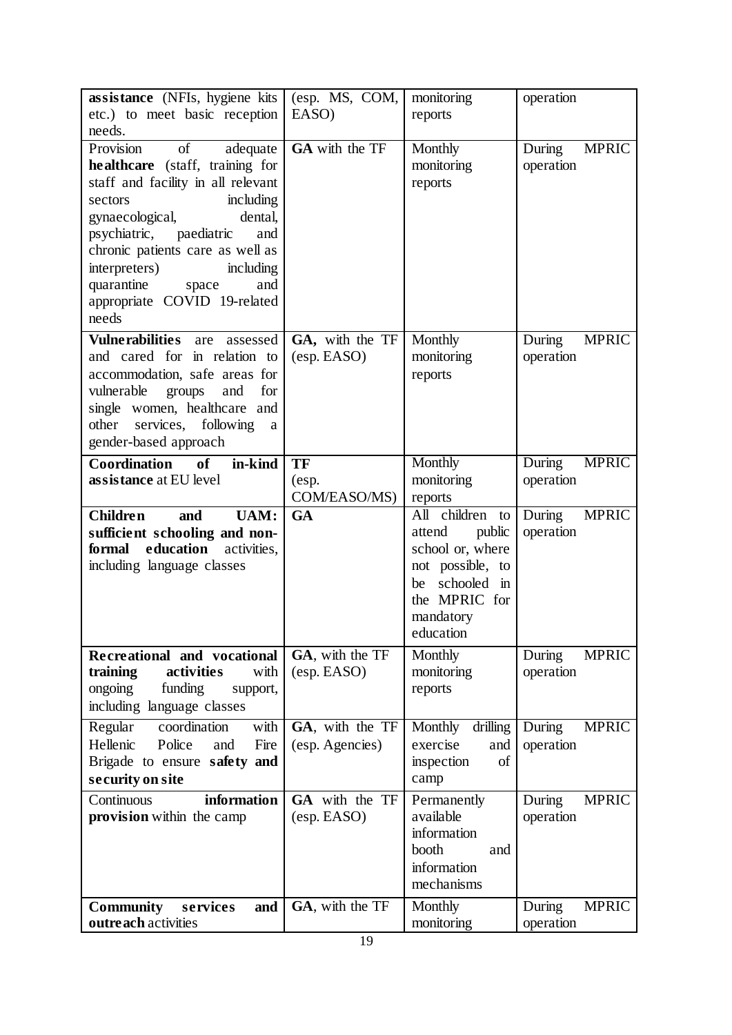| | | | |
|---|---|---|---|
| **assistance** (NFIs, hygiene kits etc.) to meet basic reception needs. | (esp. MS, COM, EASO) | monitoring reports | operation |
| Provision of adequate **healthcare** (staff, training for staff and facility in all relevant sectors including gynaecological, dental, psychiatric, paediatric and chronic patients care as well as interpreters) including quarantine space and appropriate COVID 19-related needs | **GA** with the TF | Monthly monitoring reports | During MPRIC operation |
| **Vulnerabilities** are assessed and cared for in relation to accommodation, safe areas for vulnerable groups and for single women, healthcare and other services, following a gender-based approach | **GA,** with the TF (esp. EASO) | Monthly monitoring reports | During MPRIC operation |
| **Coordination of in-kind assistance** at EU level | **TF** (esp. COM/EASO/MS) | Monthly monitoring reports | During MPRIC operation |
| **Children and UAM: sufficient schooling and non-formal education** activities, including language classes | **GA** | All children to attend public school or, where not possible, to be schooled in the MPRIC for mandatory education | During MPRIC operation |
| **Recreational and vocational training activities** with ongoing funding support, including language classes | **GA**, with the TF (esp. EASO) | Monthly monitoring reports | During MPRIC operation |
| Regular coordination with Hellenic Police and Fire Brigade to ensure **safety and security on site** | **GA**, with the TF (esp. Agencies) | Monthly drilling exercise and inspection of camp | During MPRIC operation |
| Continuous **information provision** within the camp | **GA** with the TF (esp. EASO) | Permanently available information booth and information mechanisms | During MPRIC operation |
| **Community services and outreach** activities | **GA**, with the TF | Monthly monitoring | During MPRIC operation |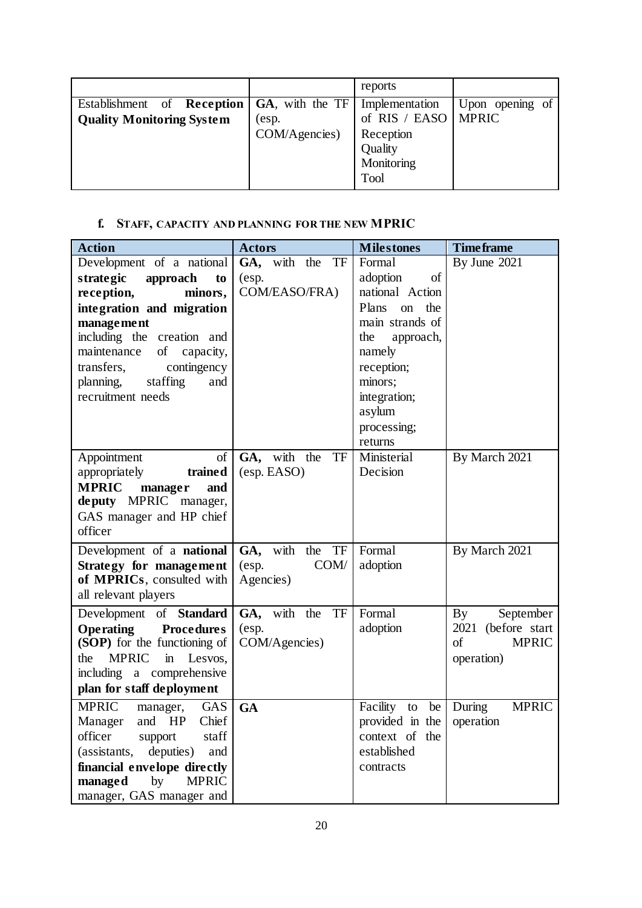| | | reports | |
|---|---|---|---|
| Establishment of **Reception Quality Monitoring System** | **GA**, with the TF (esp. COM/Agencies) | Implementation of RIS / EASO Reception Quality Monitoring Tool | Upon opening of MPRIC |

**f. STAFF, CAPACITY AND PLANNING FOR THE NEW MPRIC**

| **Action** | **Actors** | **Milestones** | **Timeframe** |
|---|---|---|---|
| Development of a national **strategic approach to reception, minors, integration and migration management** including the creation and maintenance of capacity, transfers, contingency planning, staffing and recruitment needs | **GA,** with the TF (esp. COM/EASO/FRA) | Formal adoption of national Action Plans on the main strands of the approach, namely reception; minors; integration; asylum processing; returns | By June 2021 |
| Appointment of appropriately **trained MPRIC manager and deputy** MPRIC manager, GAS manager and HP chief officer | **GA,** with the TF (esp. EASO) | Ministerial Decision | By March 2021 |
| Development of a **national Strategy for management of MPRICs**, consulted with all relevant players | **GA,** with the TF (esp. COM/ Agencies) | Formal adoption | By March 2021 |
| Development of **Standard Operating Procedures (SOP)** for the functioning of the MPRIC in Lesvos, including a comprehensive **plan for staff deployment** | **GA,** with the TF (esp. COM/Agencies) | Formal adoption | By September 2021 (before start of MPRIC operation) |
| MPRIC manager, GAS Manager and HP Chief officer support staff (assistants, deputies) and **financial envelope directly managed** by MPRIC manager, GAS manager and | **GA** | Facility to be provided in the context of the established contracts | During MPRIC operation |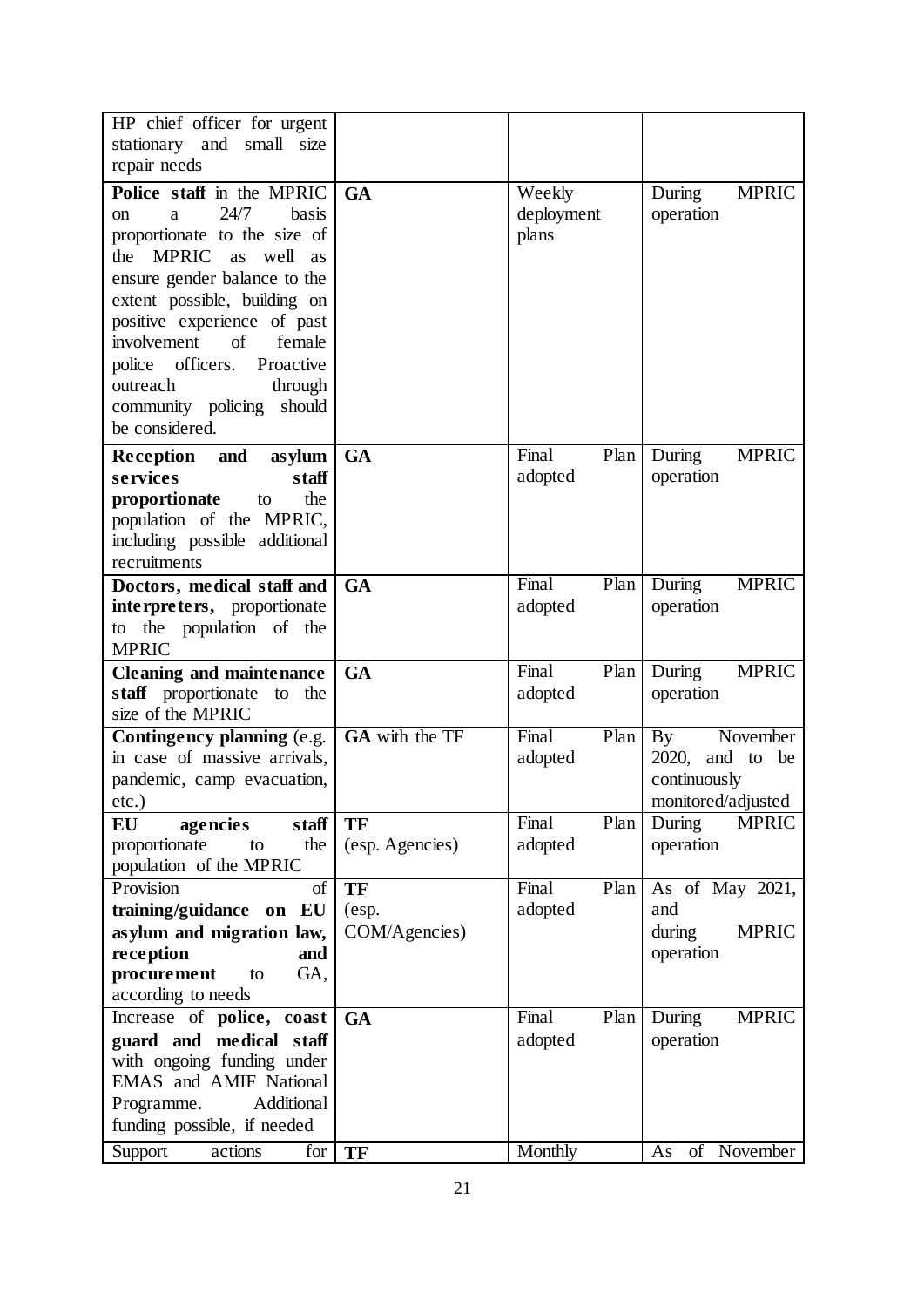| | | | |
|---|---|---|---|
| HP chief officer for urgent stationary and small size repair needs | | | |
| **Police staff** in the MPRIC on a 24/7 basis proportionate to the size of the MPRIC as well as ensure gender balance to the extent possible, building on positive experience of past involvement of female police officers. Proactive outreach through community policing should be considered. | **GA** | Weekly deployment plans | During MPRIC operation |
| **Reception and asylum services staff proportionate** to the population of the MPRIC, including possible additional recruitments | **GA** | Final Plan adopted | During MPRIC operation |
| **Doctors, medical staff and interpreters,** proportionate to the population of the MPRIC | **GA** | Final Plan adopted | During MPRIC operation |
| **Cleaning and maintenance staff** proportionate to the size of the MPRIC | **GA** | Final Plan adopted | During MPRIC operation |
| **Contingency planning** (e.g. in case of massive arrivals, pandemic, camp evacuation, etc.) | **GA** with the TF | Final Plan adopted | By November 2020, and to be continuously monitored/adjusted |
| **EU agencies staff** proportionate to the population of the MPRIC | **TF** (esp. Agencies) | Final Plan adopted | During MPRIC operation |
| Provision of **training/guidance on EU asylum and migration law, reception and procurement** to GA, according to needs | **TF** (esp. COM/Agencies) | Final Plan adopted | As of May 2021, and during MPRIC operation |
| Increase of **police, coast guard and medical staff** with ongoing funding under EMAS and AMIF National Programme. Additional funding possible, if needed | **GA** | Final Plan adopted | During MPRIC operation |
| Support actions for | **TF** | Monthly | As of November |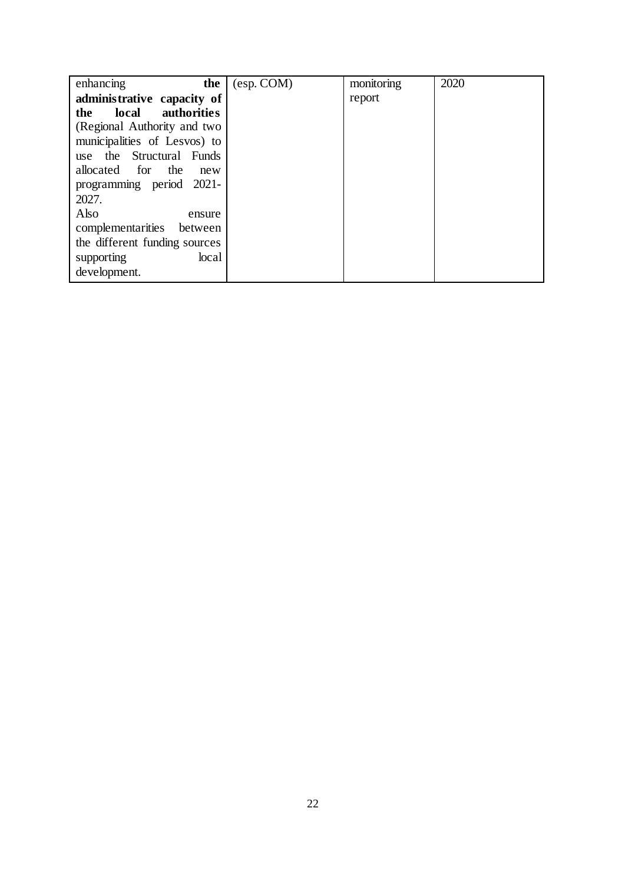| | | | |
|---|---|---|---|
| enhancing **the administrative capacity of the local authorities** (Regional Authority and two municipalities of Lesvos) to use the Structural Funds allocated for the new programming period 2021-2027.<br>Also ensure complementarities between the different funding sources supporting local development. | (esp. COM) | monitoring report | 2020 |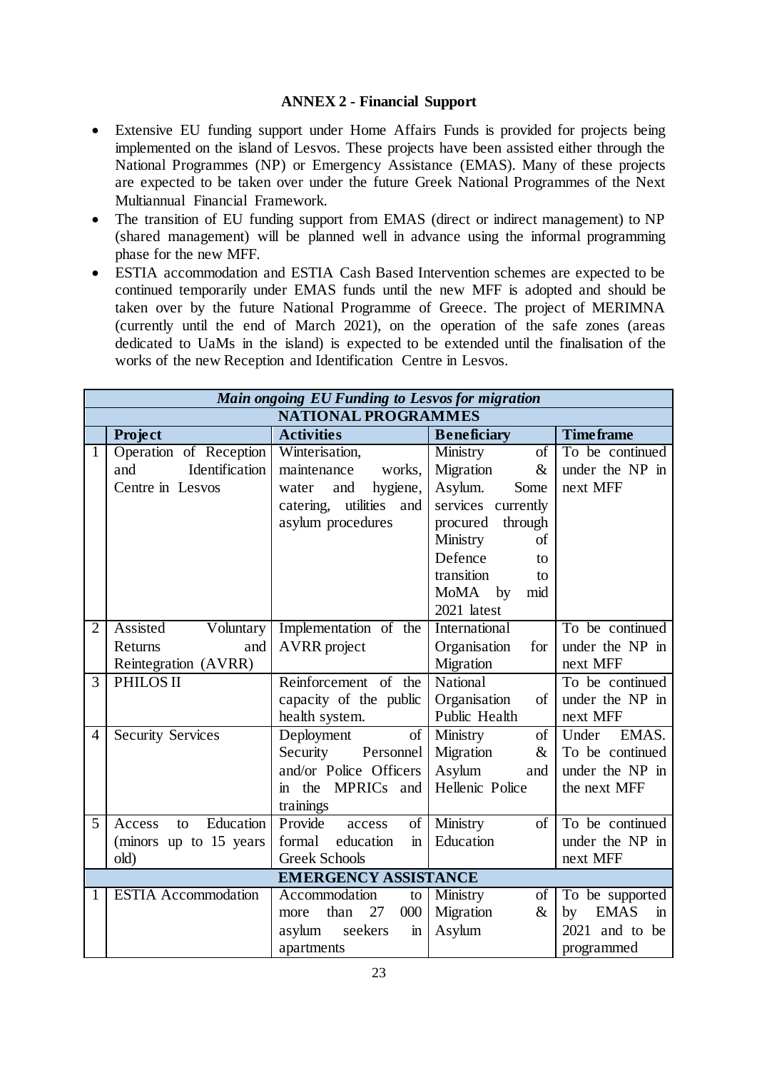**ANNEX 2 - Financial Support**

- Extensive EU funding support under Home Affairs Funds is provided for projects being implemented on the island of Lesvos. These projects have been assisted either through the National Programmes (NP) or Emergency Assistance (EMAS). Many of these projects are expected to be taken over under the future Greek National Programmes of the Next Multiannual Financial Framework.
- The transition of EU funding support from EMAS (direct or indirect management) to NP (shared management) will be planned well in advance using the informal programming phase for the new MFF.
- ESTIA accommodation and ESTIA Cash Based Intervention schemes are expected to be continued temporarily under EMAS funds until the new MFF is adopted and should be taken over by the future National Programme of Greece. The project of MERIMNA (currently until the end of March 2021), on the operation of the safe zones (areas dedicated to UaMs in the island) is expected to be extended until the finalisation of the works of the new Reception and Identification Centre in Lesvos.

| *Main ongoing EU Funding to Lesvos for migration* | | | | |
|---|---|---|---|---|
| **NATIONAL PROGRAMMES** | | | | |
| | **Project** | **Activities** | **Beneficiary** | **Timeframe** |
| 1 | Operation of Reception and Identification Centre in Lesvos | Winterisation, maintenance works, water and hygiene, catering, utilities and asylum procedures | Ministry of Migration & Asylum. Some services currently procured through Ministry of Defence to transition to MoMA by mid 2021 latest | To be continued under the NP in next MFF |
| 2 | Assisted Voluntary Returns and Reintegration (AVRR) | Implementation of the AVRR project | International Organisation for Migration | To be continued under the NP in next MFF |
| 3 | PHILOS II | Reinforcement of the capacity of the public health system. | National Organisation of Public Health | To be continued under the NP in next MFF |
| 4 | Security Services | Deployment of Security Personnel and/or Police Officers in the MPRICs and trainings | Ministry of Migration & Asylum and Hellenic Police | Under EMAS. To be continued under the NP in the next MFF |
| 5 | Access to Education (minors up to 15 years old) | Provide access of formal education in Greek Schools | Ministry of Education | To be continued under the NP in next MFF |
| **EMERGENCY ASSISTANCE** | | | | |
| 1 | ESTIA Accommodation | Accommodation to more than 27 000 asylum seekers in apartments | Ministry of Migration & Asylum | To be supported by EMAS in 2021 and to be programmed |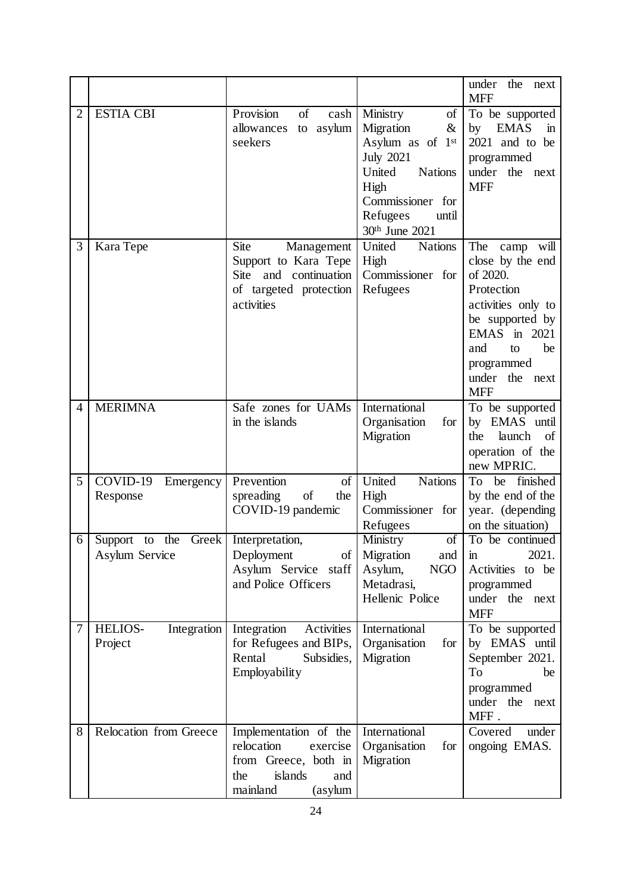| | | | | under the next MFF |
|---|---|---|---|---|
| 2 | ESTIA CBI | Provision of cash allowances to asylum seekers | Ministry of Migration & Asylum as of 1st July 2021 United Nations High Commissioner for Refugees until 30th June 2021 | To be supported by EMAS in 2021 and to be programmed under the next MFF |
| 3 | Kara Tepe | Site Management Support to Kara Tepe Site and continuation of targeted protection activities | United Nations High Commissioner for Refugees | The camp will close by the end of 2020. Protection activities only to be supported by EMAS in 2021 and to be programmed under the next MFF |
| 4 | MERIMNA | Safe zones for UAMs in the islands | International Organisation for Migration | To be supported by EMAS until the launch of operation of the new MPRIC. |
| 5 | COVID-19 Emergency Response | Prevention of spreading of the COVID-19 pandemic | United Nations High Commissioner for Refugees | To be finished by the end of the year. (depending on the situation) |
| 6 | Support to the Greek Asylum Service | Interpretation, Deployment of Asylum Service staff and Police Officers | Ministry of Migration and Asylum, NGO Metadrasi, Hellenic Police | To be continued in 2021. Activities to be programmed under the next MFF |
| 7 | HELIOS- Integration Project | Integration Activities for Refugees and BIPs, Rental Subsidies, Employability | International Organisation for Migration | To be supported by EMAS until September 2021. To be programmed under the next MFF . |
| 8 | Relocation from Greece | Implementation of the relocation exercise from Greece, both in the islands and mainland (asylum | International Organisation for Migration | Covered under ongoing EMAS. |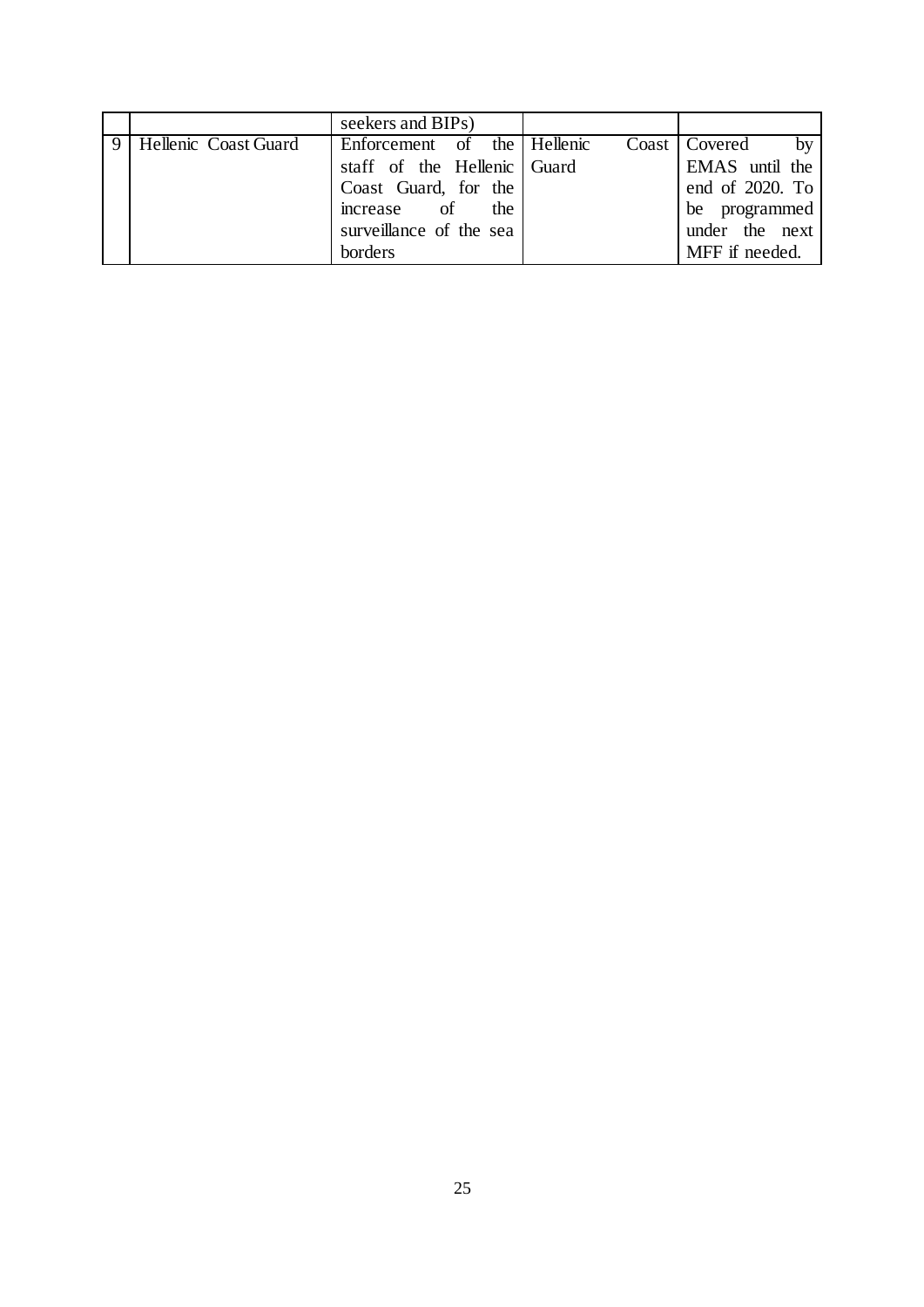| | | | | |
|---|---|---|---|---|
| | | seekers and BIPs) | | |
| 9 | Hellenic Coast Guard | Enforcement of the staff of the Hellenic Coast Guard, for the increase of the surveillance of the sea borders | Hellenic Coast Guard | Covered by EMAS until the end of 2020. To be programmed under the next MFF if needed. |